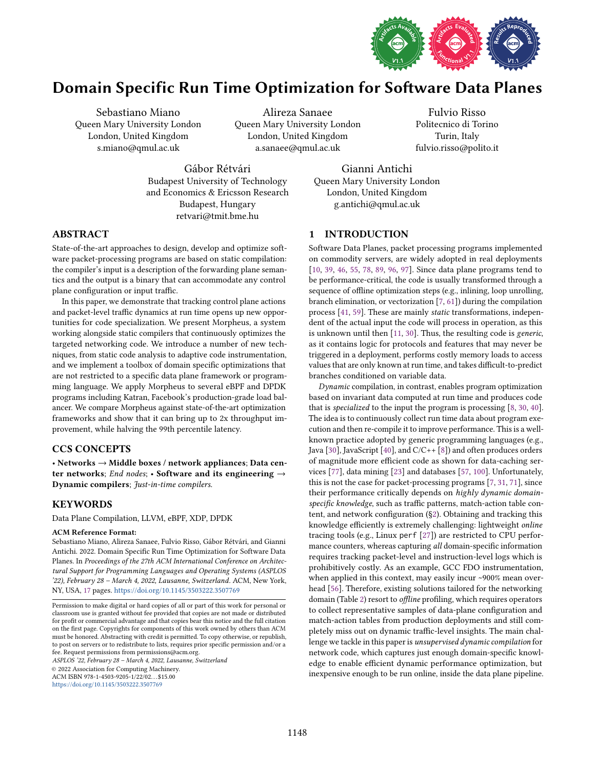# Domain Specific Run Time Optimization for Software Data Planes

Sebastiano Miano
Queen Mary University London
London, United Kingdom
s.miano@qmul.ac.uk

Alireza Sanaee
Queen Mary University London
London, United Kingdom
a.sanaee@qmul.ac.uk

Fulvio Risso
Politecnico di Torino
Turin, Italy
fulvio.risso@polito.it

Gábor Rétvári
Budapest University of Technology and Economics & Ericsson Research
Budapest, Hungary
retvari@tmit.bme.hu

Gianni Antichi
Queen Mary University London
London, United Kingdom
g.antichi@qmul.ac.uk

## ABSTRACT

State-of-the-art approaches to design, develop and optimize software packet-processing programs are based on static compilation: the compiler's input is a description of the forwarding plane semantics and the output is a binary that can accommodate any control plane configuration or input traffic.

In this paper, we demonstrate that tracking control plane actions and packet-level traffic dynamics at run time opens up new opportunities for code specialization. We present Morpheus, a system working alongside static compilers that continuously optimizes the targeted networking code. We introduce a number of new techniques, from static code analysis to adaptive code instrumentation, and we implement a toolbox of domain specific optimizations that are not restricted to a specific data plane framework or programming language. We apply Morpheus to several eBPF and DPDK programs including Katran, Facebook's production-grade load balancer. We compare Morpheus against state-of-the-art optimization frameworks and show that it can bring up to 2x throughput improvement, while halving the 99th percentile latency.

## CCS CONCEPTS

• **Networks** → **Middle boxes / network appliances**; **Data center networks**; *End nodes*; • **Software and its engineering** → **Dynamic compilers**; *Just-in-time compilers*.

## KEYWORDS

Data Plane Compilation, LLVM, eBPF, XDP, DPDK

**ACM Reference Format:**
Sebastiano Miano, Alireza Sanaee, Fulvio Risso, Gábor Rétvári, and Gianni Antichi. 2022. Domain Specific Run Time Optimization for Software Data Planes. In *Proceedings of the 27th ACM International Conference on Architectural Support for Programming Languages and Operating Systems (ASPLOS '22), February 28 – March 4, 2022, Lausanne, Switzerland.* ACM, New York, NY, USA, 17 pages. https://doi.org/10.1145/3503222.3507769

Permission to make digital or hard copies of all or part of this work for personal or classroom use is granted without fee provided that copies are not made or distributed for profit or commercial advantage and that copies bear this notice and the full citation on the first page. Copyrights for components of this work owned by others than ACM must be honored. Abstracting with credit is permitted. To copy otherwise, or republish, to post on servers or to redistribute to lists, requires prior specific permission and/or a fee. Request permissions from permissions@acm.org.
*ASPLOS '22, February 28 – March 4, 2022, Lausanne, Switzerland*
© 2022 Association for Computing Machinery.
ACM ISBN 978-1-4503-9205-1/22/02...$15.00
https://doi.org/10.1145/3503222.3507769

## 1 INTRODUCTION

Software Data Planes, packet processing programs implemented on commodity servers, are widely adopted in real deployments [10, 39, 46, 55, 78, 89, 96, 97]. Since data plane programs tend to be performance-critical, the code is usually transformed through a sequence of offline optimization steps (e.g., inlining, loop unrolling, branch elimination, or vectorization [7, 61]) during the compilation process [41, 59]. These are mainly *static* transformations, independent of the actual input the code will process in operation, as this is unknown until then [11, 30]. Thus, the resulting code is *generic*, as it contains logic for protocols and features that may never be triggered in a deployment, performs costly memory loads to access values that are only known at run time, and takes difficult-to-predict branches conditioned on variable data.

*Dynamic* compilation, in contrast, enables program optimization based on invariant data computed at run time and produces code that is *specialized* to the input the program is processing [8, 30, 40]. The idea is to continuously collect run time data about program execution and then re-compile it to improve performance. This is a well-known practice adopted by generic programming languages (e.g., Java [30], JavaScript [40], and C/C++ [8]) and often produces orders of magnitude more efficient code as shown for data-caching services [77], data mining [23] and databases [57, 100]. Unfortunately, this is not the case for packet-processing programs [7, 31, 71], since their performance critically depends on *highly dynamic domain-specific knowledge*, such as traffic patterns, match-action table content, and network configuration (§2). Obtaining and tracking this knowledge efficiently is extremely challenging: lightweight *online* tracing tools (e.g., Linux `perf` [27]) are restricted to CPU performance counters, whereas capturing *all* domain-specific information requires tracking packet-level and instruction-level logs which is prohibitively costly. As an example, GCC FDO instrumentation, when applied in this context, may easily incur ~900% mean overhead [56]. Therefore, existing solutions tailored for the networking domain (Table 2) resort to *offline* profiling, which requires operators to collect representative samples of data-plane configuration and match-action tables from production deployments and still completely miss out on dynamic traffic-level insights. The main challenge we tackle in this paper is *unsupervised dynamic compilation* for network code, which captures just enough domain-specific knowledge to enable efficient dynamic performance optimization, but inexpensive enough to be run online, inside the data plane pipeline.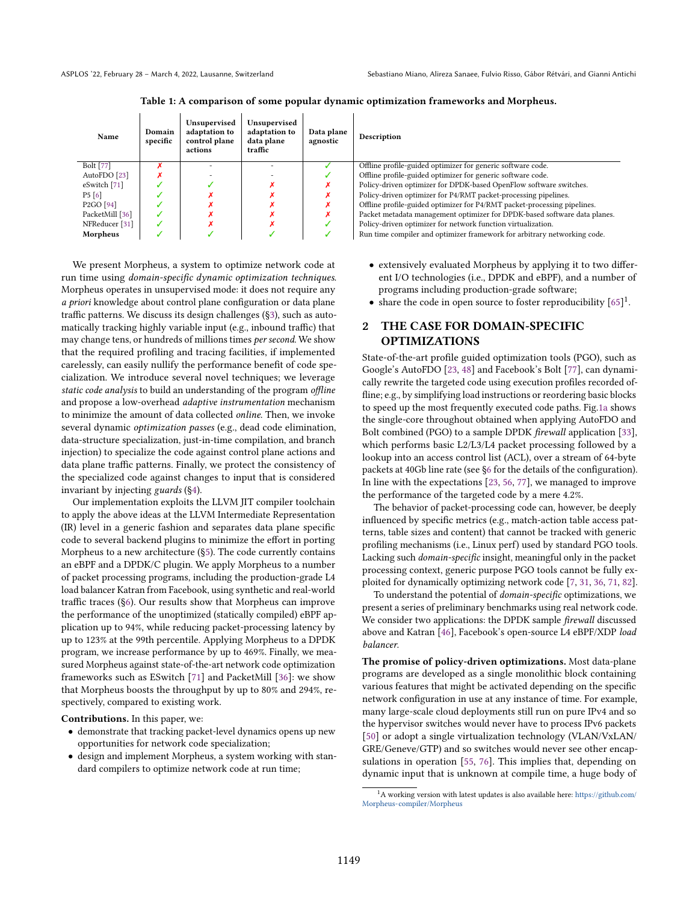**Table 1: A comparison of some popular dynamic optimization frameworks and Morpheus.**

| Name | Domain specific | Unsupervised adaptation to control plane actions | Unsupervised adaptation to data plane traffic | Data plane agnostic | Description |
|---|---|---|---|---|---|
| Bolt [77] | ✗ | - | - | ✓ | Offline profile-guided optimizer for generic software code. |
| AutoFDO [23] | ✗ | - | - | ✓ | Offline profile-guided optimizer for generic software code. |
| eSwitch [71] | ✓ | ✓ | ✗ | ✗ | Policy-driven optimizer for DPDK-based OpenFlow software switches. |
| P5 [6] | ✓ | ✗ | ✗ | ✗ | Policy-driven optimizer for P4/RMT packet-processing pipelines. |
| P2GO [94] | ✓ | ✗ | ✗ | ✗ | Offline profile-guided optimizer for P4/RMT packet-processing pipelines. |
| PacketMill [36] | ✓ | ✗ | ✗ | ✗ | Packet metadata management optimizer for DPDK-based software data planes. |
| NFReducer [31] | ✓ | ✗ | ✗ | ✓ | Policy-driven optimizer for network function virtualization. |
| **Morpheus** | ✓ | ✓ | ✓ | ✓ | Run time compiler and optimizer framework for arbitrary networking code. |

We present Morpheus, a system to optimize network code at run time using *domain-specific dynamic optimization techniques*. Morpheus operates in unsupervised mode: it does not require any *a priori* knowledge about control plane configuration or data plane traffic patterns. We discuss its design challenges (§3), such as automatically tracking highly variable input (e.g., inbound traffic) that may change tens, or hundreds of millions times *per second*. We show that the required profiling and tracing facilities, if implemented carelessly, can easily nullify the performance benefit of code specialization. We introduce several novel techniques; we leverage *static code analysis* to build an understanding of the program *offline* and propose a low-overhead *adaptive instrumentation* mechanism to minimize the amount of data collected *online*. Then, we invoke several dynamic *optimization passes* (e.g., dead code elimination, data-structure specialization, just-in-time compilation, and branch injection) to specialize the code against control plane actions and data plane traffic patterns. Finally, we protect the consistency of the specialized code against changes to input that is considered invariant by injecting *guards* (§4).

Our implementation exploits the LLVM JIT compiler toolchain to apply the above ideas at the LLVM Intermediate Representation (IR) level in a generic fashion and separates data plane specific code to several backend plugins to minimize the effort in porting Morpheus to a new architecture (§5). The code currently contains an eBPF and a DPDK/C plugin. We apply Morpheus to a number of packet processing programs, including the production-grade L4 load balancer Katran from Facebook, using synthetic and real-world traffic traces (§6). Our results show that Morpheus can improve the performance of the unoptimized (statically compiled) eBPF application up to 94%, while reducing packet-processing latency by up to 123% at the 99th percentile. Applying Morpheus to a DPDK program, we increase performance by up to 469%. Finally, we measured Morpheus against state-of-the-art network code optimization frameworks such as ESwitch [71] and PacketMill [36]: we show that Morpheus boosts the throughput by up to 80% and 294%, respectively, compared to existing work.

**Contributions.** In this paper, we:

- demonstrate that tracking packet-level dynamics opens up new opportunities for network code specialization;
- design and implement Morpheus, a system working with standard compilers to optimize network code at run time;
- extensively evaluated Morpheus by applying it to two different I/O technologies (i.e., DPDK and eBPF), and a number of programs including production-grade software;
- share the code in open source to foster reproducibility [65][1].

## 2 THE CASE FOR DOMAIN-SPECIFIC OPTIMIZATIONS

State-of-the-art profile guided optimization tools (PGO), such as Google's AutoFDO [23, 48] and Facebook's Bolt [77], can dynamically rewrite the targeted code using execution profiles recorded offline; e.g., by simplifying load instructions or reordering basic blocks to speed up the most frequently executed code paths. Fig.1a shows the single-core throughput obtained when applying AutoFDO and Bolt combined (PGO) to a sample DPDK *firewall* application [33], which performs basic L2/L3/L4 packet processing followed by a lookup into an access control list (ACL), over a stream of 64-byte packets at 40Gb line rate (see §6 for the details of the configuration). In line with the expectations [23, 56, 77], we managed to improve the performance of the targeted code by a mere 4.2%.

The behavior of packet-processing code can, however, be deeply influenced by specific metrics (e.g., match-action table access patterns, table sizes and content) that cannot be tracked with generic profiling mechanisms (i.e., Linux perf) used by standard PGO tools. Lacking such *domain-specific* insight, meaningful only in the packet processing context, generic purpose PGO tools cannot be fully exploited for dynamically optimizing network code [7, 31, 36, 71, 82].

To understand the potential of *domain-specific* optimizations, we present a series of preliminary benchmarks using real network code. We consider two applications: the DPDK sample *firewall* discussed above and Katran [46], Facebook's open-source L4 eBPF/XDP *load balancer*.

**The promise of policy-driven optimizations.** Most data-plane programs are developed as a single monolithic block containing various features that might be activated depending on the specific network configuration in use at any instance of time. For example, many large-scale cloud deployments still run on pure IPv4 and so the hypervisor switches would never have to process IPv6 packets [50] or adopt a single virtualization technology (VLAN/VxLAN/GRE/Geneve/GTP) and so switches would never see other encapsulations in operation [55, 76]. This implies that, depending on dynamic input that is unknown at compile time, a huge body of

[1] A working version with latest updates is also available here: https://github.com/Morpheus-compiler/Morpheus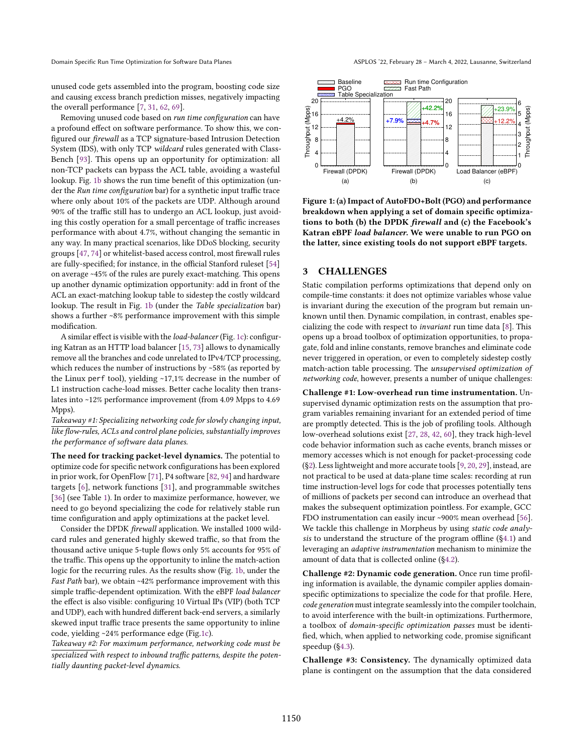unused code gets assembled into the program, boosting code size and causing excess branch prediction misses, negatively impacting the overall performance [7, 31, 62, 69].

Removing unused code based on *run time configuration* can have a profound effect on software performance. To show this, we configured our *firewall* as a TCP signature-based Intrusion Detection System (IDS), with only TCP *wildcard* rules generated with ClassBench [93]. This opens up an opportunity for optimization: all non-TCP packets can bypass the ACL table, avoiding a wasteful lookup. Fig. 1b shows the run time benefit of this optimization (under the *Run time configuration* bar) for a synthetic input traffic trace where only about 10% of the packets are UDP. Although around 90% of the traffic still has to undergo an ACL lookup, just avoiding this costly operation for a small percentage of traffic increases performance with about 4.7%, without changing the semantic in any way. In many practical scenarios, like DDoS blocking, security groups [47, 74] or whitelist-based access control, most firewall rules are fully-specified; for instance, in the official Stanford ruleset [54] on average ~45% of the rules are purely exact-matching. This opens up another dynamic optimization opportunity: add in front of the ACL an exact-matching lookup table to sidestep the costly wildcard lookup. The result in Fig. 1b (under the *Table specialization* bar) shows a further ~8% performance improvement with this simple modification.

A similar effect is visible with the *load-balancer* (Fig. 1c): configuring Katran as an HTTP load balancer [15, 73] allows to dynamically remove all the branches and code unrelated to IPv4/TCP processing, which reduces the number of instructions by ~58% (as reported by the Linux `perf` tool), yielding ~17,1% decrease in the number of L1 instruction cache-load misses. Better cache locality then translates into ~12% performance improvement (from 4.09 Mpps to 4.69 Mpps).

*Takeaway #1: Specializing networking code for slowly changing input, like flow-rules, ACLs and control plane policies, substantially improves the performance of software data planes.*

**The need for tracking packet-level dynamics.** The potential to optimize code for specific network configurations has been explored in prior work, for OpenFlow [71], P4 software [82, 94] and hardware targets [6], network functions [31], and programmable switches [36] (see Table 1). In order to maximize performance, however, we need to go beyond specializing the code for relatively stable run time configuration and apply optimizations at the packet level.

Consider the DPDK *firewall* application. We installed 1000 wildcard rules and generated highly skewed traffic, so that from the thousand active unique 5-tuple flows only 5% accounts for 95% of the traffic. This opens up the opportunity to inline the match-action logic for the recurring rules. As the results show (Fig. 1b, under the *Fast Path* bar), we obtain ~42% performance improvement with this simple traffic-dependent optimization. With the eBPF *load balancer* the effect is also visible: configuring 10 Virtual IPs (VIP) (both TCP and UDP), each with hundred different back-end servers, a similarly skewed input traffic trace presents the same opportunity to inline code, yielding ~24% performance edge (Fig.1c).

*Takeaway #2: For maximum performance, networking code must be specialized with respect to inbound traffic patterns, despite the potentially daunting packet-level dynamics.*

**Figure 1: (a) Impact of AutoFDO+Bolt (PGO) and performance breakdown when applying a set of domain specific optimizations to both (b) the DPDK *firewall* and (c) the Facebook's Katran eBPF *load balancer*. We were unable to run PGO on the latter, since existing tools do not support eBPF targets.**

## 3 CHALLENGES

Static compilation performs optimizations that depend only on compile-time constants: it does not optimize variables whose value is invariant during the execution of the program but remain unknown until then. Dynamic compilation, in contrast, enables specializing the code with respect to *invariant* run time data [8]. This opens up a broad toolbox of optimization opportunities, to propagate, fold and inline constants, remove branches and eliminate code never triggered in operation, or even to completely sidestep costly match-action table processing. The *unsupervised optimization of networking code*, however, presents a number of unique challenges:

**Challenge #1: Low-overhead run time instrumentation.** Unsupervised dynamic optimization rests on the assumption that program variables remaining invariant for an extended period of time are promptly detected. This is the job of profiling tools. Although low-overhead solutions exist [27, 28, 42, 60], they track high-level code behavior information such as cache events, branch misses or memory accesses which is not enough for packet-processing code (§2). Less lightweight and more accurate tools [9, 20, 29], instead, are not practical to be used at data-plane time scales: recording at run time instruction-level logs for code that processes potentially tens of millions of packets per second can introduce an overhead that makes the subsequent optimization pointless. For example, GCC FDO instrumentation can easily incur ~900% mean overhead [56]. We tackle this challenge in Morpheus by using *static code analysis* to understand the structure of the program offline (§4.1) and leveraging an *adaptive instrumentation* mechanism to minimize the amount of data that is collected online (§4.2).

**Challenge #2: Dynamic code generation.** Once run time profiling information is available, the dynamic compiler applies domain-specific optimizations to specialize the code for that profile. Here, *code generation* must integrate seamlessly into the compiler toolchain, to avoid interference with the built-in optimizations. Furthermore, a toolbox of *domain-specific optimization passes* must be identified, which, when applied to networking code, promise significant speedup (§4.3).

**Challenge #3: Consistency.** The dynamically optimized data plane is contingent on the assumption that the data considered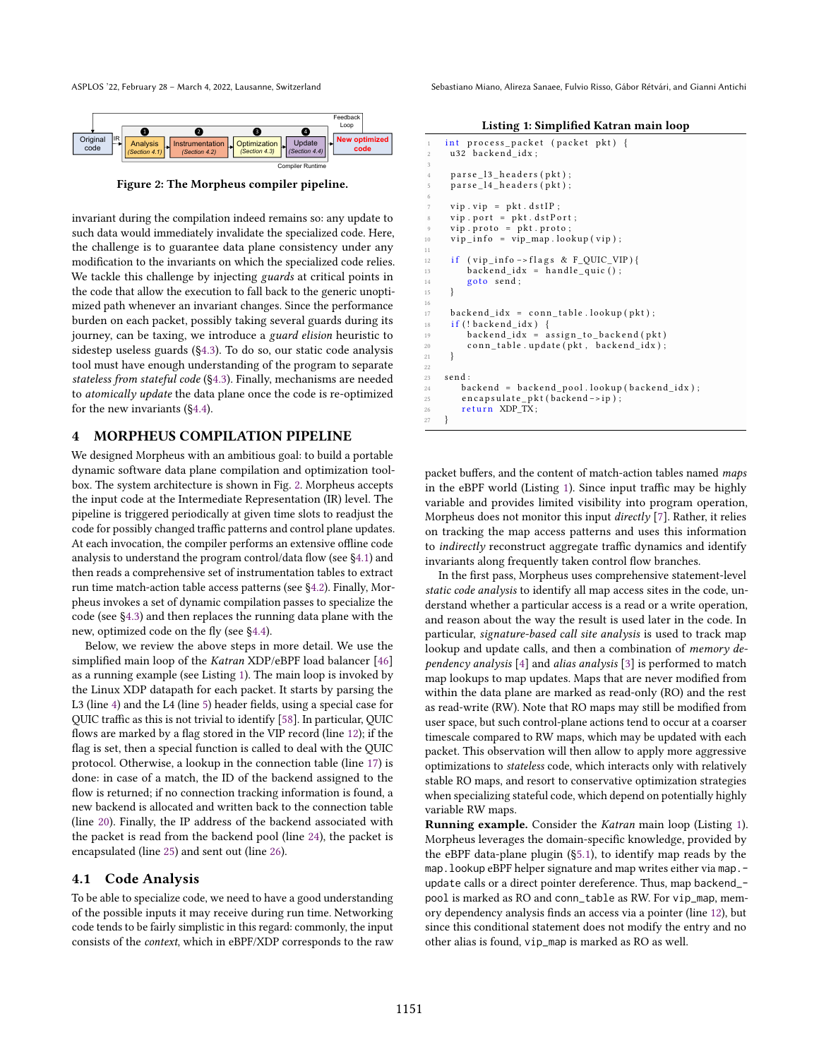Figure 2: The Morpheus compiler pipeline.

invariant during the compilation indeed remains so: any update to such data would immediately invalidate the specialized code. Here, the challenge is to guarantee data plane consistency under any modification to the invariants on which the specialized code relies. We tackle this challenge by injecting *guards* at critical points in the code that allow the execution to fall back to the generic unoptimized path whenever an invariant changes. Since the performance burden on each packet, possibly taking several guards during its journey, can be taxing, we introduce a *guard elision* heuristic to sidestep useless guards (§4.3). To do so, our static code analysis tool must have enough understanding of the program to separate *stateless from stateful code* (§4.3). Finally, mechanisms are needed to *atomically update* the data plane once the code is re-optimized for the new invariants (§4.4).

## 4 MORPHEUS COMPILATION PIPELINE

We designed Morpheus with an ambitious goal: to build a portable dynamic software data plane compilation and optimization toolbox. The system architecture is shown in Fig. 2. Morpheus accepts the input code at the Intermediate Representation (IR) level. The pipeline is triggered periodically at given time slots to readjust the code for possibly changed traffic patterns and control plane updates. At each invocation, the compiler performs an extensive offline code analysis to understand the program control/data flow (see §4.1) and then reads a comprehensive set of instrumentation tables to extract run time match-action table access patterns (see §4.2). Finally, Morpheus invokes a set of dynamic compilation passes to specialize the code (see §4.3) and then replaces the running data plane with the new, optimized code on the fly (see §4.4).

Below, we review the above steps in more detail. We use the simplified main loop of the *Katran* XDP/eBPF load balancer [46] as a running example (see Listing 1). The main loop is invoked by the Linux XDP datapath for each packet. It starts by parsing the L3 (line 4) and the L4 (line 5) header fields, using a special case for QUIC traffic as this is not trivial to identify [58]. In particular, QUIC flows are marked by a flag stored in the VIP record (line 12); if the flag is set, then a special function is called to deal with the QUIC protocol. Otherwise, a lookup in the connection table (line 17) is done: in case of a match, the ID of the backend assigned to the flow is returned; if no connection tracking information is found, a new backend is allocated and written back to the connection table (line 20). Finally, the IP address of the backend associated with the packet is read from the backend pool (line 24), the packet is encapsulated (line 25) and sent out (line 26).

### 4.1 Code Analysis

To be able to specialize code, we need to have a good understanding of the possible inputs it may receive during run time. Networking code tends to be fairly simplistic in this regard: commonly, the input consists of the *context*, which in eBPF/XDP corresponds to the raw

**Listing 1: Simplified Katran main loop**

```
1  int process_packet (packet pkt) {
2   u32 backend_idx;
3
4    parse_l3_headers(pkt);
5    parse_l4_headers(pkt);
6
7    vip.vip = pkt.dstIP;
8    vip.port = pkt.dstPort;
9    vip.proto = pkt.proto;
10   vip_info = vip_map.lookup(vip);
11
12   if (vip_info->flags & F_QUIC_VIP){
13      backend_idx = handle_quic();
14      goto send;
15   }
16
17   backend_idx = conn_table.lookup(pkt);
18   if(!backend_idx) {
19      backend_idx = assign_to_backend(pkt)
20      conn_table.update(pkt, backend_idx);
21   }
22
23 send:
24     backend = backend_pool.lookup(backend_idx);
25     encapsulate_pkt(backend->ip);
26     return XDP_TX;
27 }
```

packet buffers, and the content of match-action tables named *maps* in the eBPF world (Listing 1). Since input traffic may be highly variable and provides limited visibility into program operation, Morpheus does not monitor this input *directly* [7]. Rather, it relies on tracking the map access patterns and uses this information to *indirectly* reconstruct aggregate traffic dynamics and identify invariants along frequently taken control flow branches.

In the first pass, Morpheus uses comprehensive statement-level *static code analysis* to identify all map access sites in the code, understand whether a particular access is a read or a write operation, and reason about the way the result is used later in the code. In particular, *signature-based call site analysis* is used to track map lookup and update calls, and then a combination of *memory dependency analysis* [4] and *alias analysis* [3] is performed to match map lookups to map updates. Maps that are never modified from within the data plane are marked as read-only (RO) and the rest as read-write (RW). Note that RO maps may still be modified from user space, but such control-plane actions tend to occur at a coarser timescale compared to RW maps, which may be updated with each packet. This observation will then allow to apply more aggressive optimizations to *stateless* code, which interacts only with relatively stable RO maps, and resort to conservative optimization strategies when specializing stateful code, which depend on potentially highly variable RW maps.

**Running example.** Consider the *Katran* main loop (Listing 1). Morpheus leverages the domain-specific knowledge, provided by the eBPF data-plane plugin (§5.1), to identify map reads by the `map.lookup` eBPF helper signature and map writes either via `map.update` calls or a direct pointer dereference. Thus, map `backend_pool` is marked as RO and `conn_table` as RW. For `vip_map`, memory dependency analysis finds an access via a pointer (line 12), but since this conditional statement does not modify the entry and no other alias is found, `vip_map` is marked as RO as well.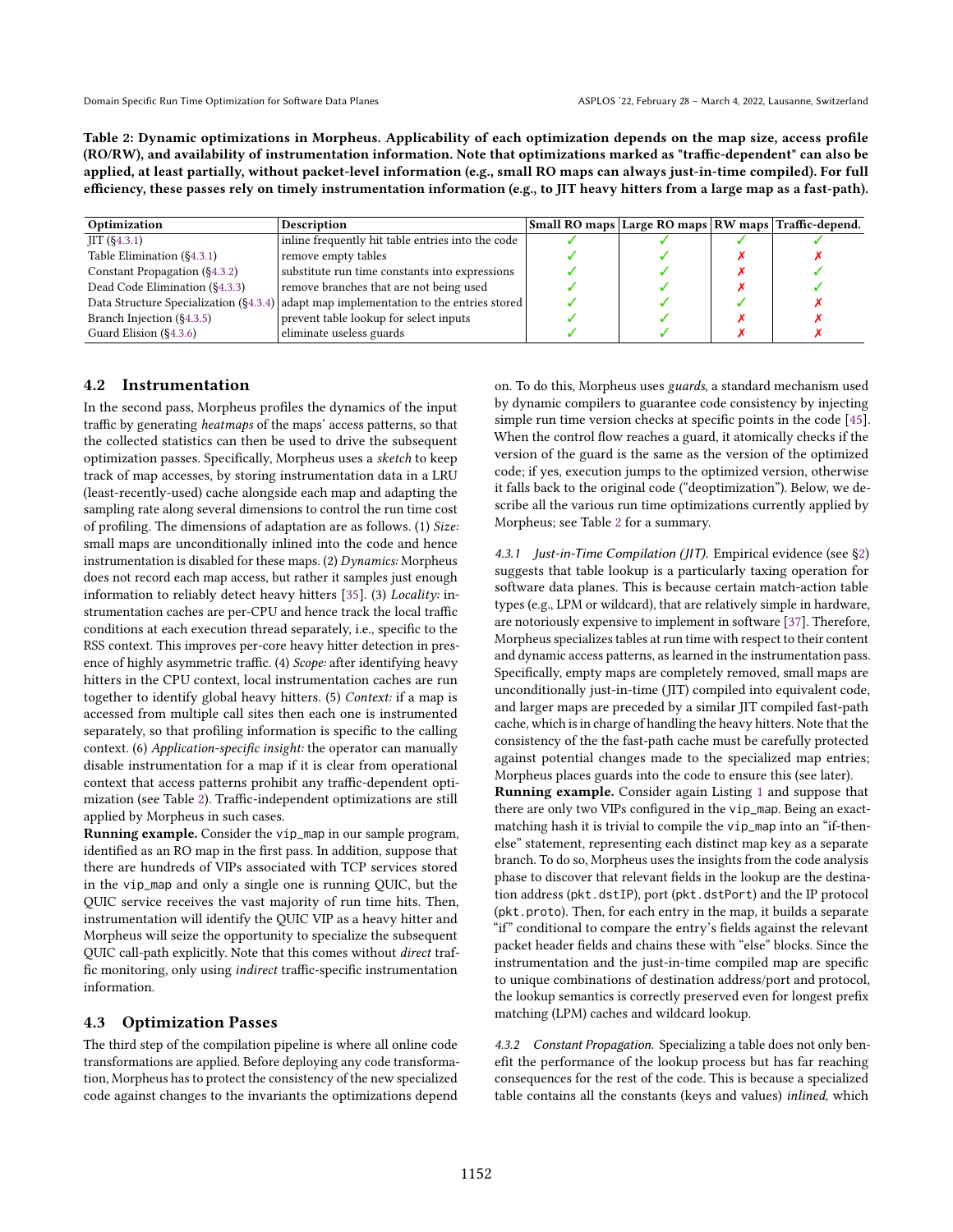**Table 2: Dynamic optimizations in Morpheus. Applicability of each optimization depends on the map size, access profile (RO/RW), and availability of instrumentation information. Note that optimizations marked as "traffic-dependent" can also be applied, at least partially, without packet-level information (e.g., small RO maps can always just-in-time compiled). For full efficiency, these passes rely on timely instrumentation information (e.g., to JIT heavy hitters from a large map as a fast-path).**

| Optimization | Description | Small RO maps | Large RO maps | RW maps | Traffic-depend. |
|---|---|---|---|---|---|
| JIT (§4.3.1) | inline frequently hit table entries into the code | ✓ | ✓ | ✓ | ✓ |
| Table Elimination (§4.3.1) | remove empty tables | ✓ | ✓ | ✗ | ✗ |
| Constant Propagation (§4.3.2) | substitute run time constants into expressions | ✓ | ✓ | ✗ | ✓ |
| Dead Code Elimination (§4.3.3) | remove branches that are not being used | ✓ | ✓ | ✗ | ✓ |
| Data Structure Specialization (§4.3.4) | adapt map implementation to the entries stored | ✓ | ✓ | ✓ | ✗ |
| Branch Injection (§4.3.5) | prevent table lookup for select inputs | ✓ | ✓ | ✗ | ✗ |
| Guard Elision (§4.3.6) | eliminate useless guards | ✓ | ✓ | ✗ | ✗ |

## 4.2 Instrumentation

In the second pass, Morpheus profiles the dynamics of the input traffic by generating *heatmaps* of the maps' access patterns, so that the collected statistics can then be used to drive the subsequent optimization passes. Specifically, Morpheus uses a *sketch* to keep track of map accesses, by storing instrumentation data in a LRU (least-recently-used) cache alongside each map and adapting the sampling rate along several dimensions to control the run time cost of profiling. The dimensions of adaptation are as follows. (1) *Size:* small maps are unconditionally inlined into the code and hence instrumentation is disabled for these maps. (2) *Dynamics:* Morpheus does not record each map access, but rather it samples just enough information to reliably detect heavy hitters [35]. (3) *Locality:* instrumentation caches are per-CPU and hence track the local traffic conditions at each execution thread separately, i.e., specific to the RSS context. This improves per-core heavy hitter detection in presence of highly asymmetric traffic. (4) *Scope:* after identifying heavy hitters in the CPU context, local instrumentation caches are run together to identify global heavy hitters. (5) *Context:* if a map is accessed from multiple call sites then each one is instrumented separately, so that profiling information is specific to the calling context. (6) *Application-specific insight:* the operator can manually disable instrumentation for a map if it is clear from operational context that access patterns prohibit any traffic-dependent optimization (see Table 2). Traffic-independent optimizations are still applied by Morpheus in such cases.

**Running example.** Consider the `vip_map` in our sample program, identified as an RO map in the first pass. In addition, suppose that there are hundreds of VIPs associated with TCP services stored in the `vip_map` and only a single one is running QUIC, but the QUIC service receives the vast majority of run time hits. Then, instrumentation will identify the QUIC VIP as a heavy hitter and Morpheus will seize the opportunity to specialize the subsequent QUIC call-path explicitly. Note that this comes without *direct* traffic monitoring, only using *indirect* traffic-specific instrumentation information.

## 4.3 Optimization Passes

The third step of the compilation pipeline is where all online code transformations are applied. Before deploying any code transformation, Morpheus has to protect the consistency of the new specialized code against changes to the invariants the optimizations depend on. To do this, Morpheus uses *guards*, a standard mechanism used by dynamic compilers to guarantee code consistency by injecting simple run time version checks at specific points in the code [45]. When the control flow reaches a guard, it atomically checks if the version of the guard is the same as the version of the optimized code; if yes, execution jumps to the optimized version, otherwise it falls back to the original code ("deoptimization"). Below, we describe all the various run time optimizations currently applied by Morpheus; see Table 2 for a summary.

### 4.3.1 Just-in-Time Compilation (JIT).

Empirical evidence (see §2) suggests that table lookup is a particularly taxing operation for software data planes. This is because certain match-action table types (e.g., LPM or wildcard), that are relatively simple in hardware, are notoriously expensive to implement in software [37]. Therefore, Morpheus specializes tables at run time with respect to their content and dynamic access patterns, as learned in the instrumentation pass. Specifically, empty maps are completely removed, small maps are unconditionally just-in-time (JIT) compiled into equivalent code, and larger maps are preceded by a similar JIT compiled fast-path cache, which is in charge of handling the heavy hitters. Note that the consistency of the the fast-path cache must be carefully protected against potential changes made to the specialized map entries; Morpheus places guards into the code to ensure this (see later).

**Running example.** Consider again Listing 1 and suppose that there are only two VIPs configured in the `vip_map`. Being an exact-matching hash it is trivial to compile the `vip_map` into an "if-then-else" statement, representing each distinct map key as a separate branch. To do so, Morpheus uses the insights from the code analysis phase to discover that relevant fields in the lookup are the destination address (`pkt.dstIP`), port (`pkt.dstPort`) and the IP protocol (`pkt.proto`). Then, for each entry in the map, it builds a separate "if" conditional to compare the entry's fields against the relevant packet header fields and chains these with "else" blocks. Since the instrumentation and the just-in-time compiled map are specific to unique combinations of destination address/port and protocol, the lookup semantics is correctly preserved even for longest prefix matching (LPM) caches and wildcard lookup.

### 4.3.2 Constant Propagation.

Specializing a table does not only benefit the performance of the lookup process but has far reaching consequences for the rest of the code. This is because a specialized table contains all the constants (keys and values) *inlined*, which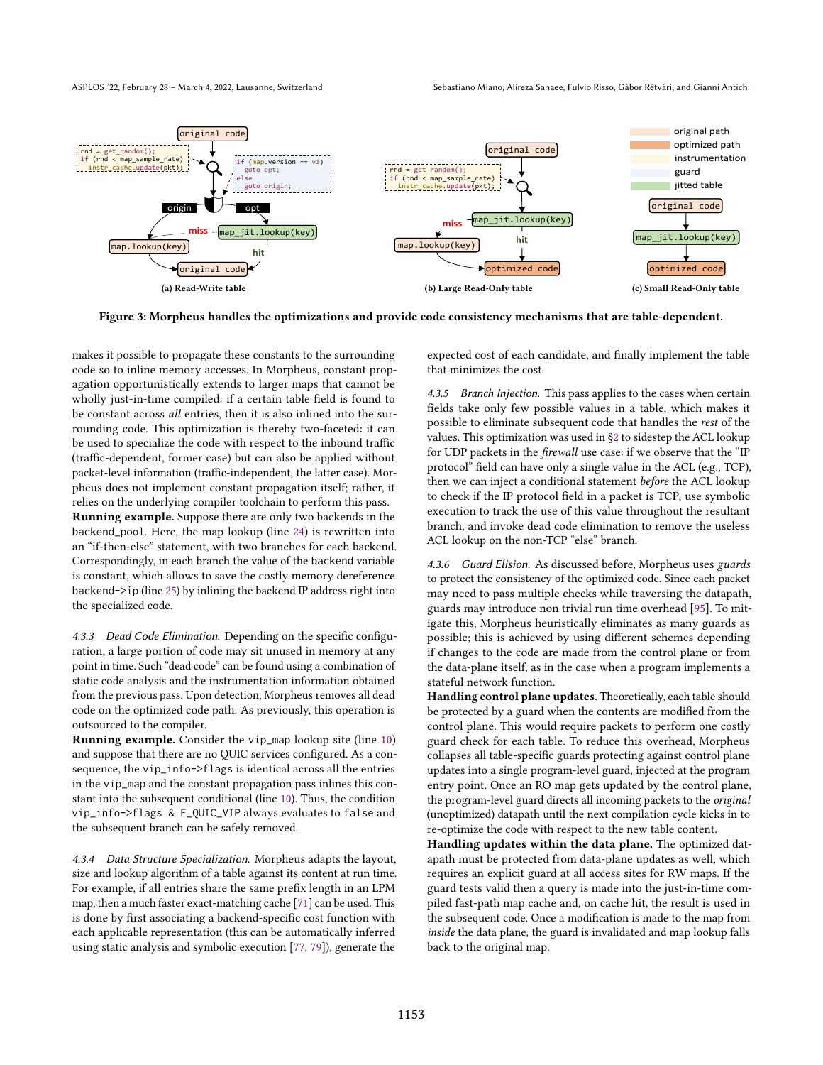**Figure 3: Morpheus handles the optimizations and provide code consistency mechanisms that are table-dependent.**

(a) Read-Write table (b) Large Read-Only table (c) Small Read-Only table

makes it possible to propagate these constants to the surrounding code so to inline memory accesses. In Morpheus, constant propagation opportunistically extends to larger maps that cannot be wholly just-in-time compiled: if a certain table field is found to be constant across *all* entries, then it is also inlined into the surrounding code. This optimization is thereby two-faceted: it can be used to specialize the code with respect to the inbound traffic (traffic-dependent, former case) but can also be applied without packet-level information (traffic-independent, the latter case). Morpheus does not implement constant propagation itself; rather, it relies on the underlying compiler toolchain to perform this pass.

**Running example.** Suppose there are only two backends in the backend_pool. Here, the map lookup (line 24) is rewritten into an "if-then-else" statement, with two branches for each backend. Correspondingly, in each branch the value of the backend variable is constant, which allows to save the costly memory dereference backend->ip (line 25) by inlining the backend IP address right into the specialized code.

#### 4.3.3 Dead Code Elimination.

Depending on the specific configuration, a large portion of code may sit unused in memory at any point in time. Such "dead code" can be found using a combination of static code analysis and the instrumentation information obtained from the previous pass. Upon detection, Morpheus removes all dead code on the optimized code path. As previously, this operation is outsourced to the compiler.

**Running example.** Consider the vip_map lookup site (line 10) and suppose that there are no QUIC services configured. As a consequence, the vip_info->flags is identical across all the entries in the vip_map and the constant propagation pass inlines this constant into the subsequent conditional (line 10). Thus, the condition vip_info->flags & F_QUIC_VIP always evaluates to false and the subsequent branch can be safely removed.

#### 4.3.4 Data Structure Specialization.

Morpheus adapts the layout, size and lookup algorithm of a table against its content at run time. For example, if all entries share the same prefix length in an LPM map, then a much faster exact-matching cache [71] can be used. This is done by first associating a backend-specific cost function with each applicable representation (this can be automatically inferred using static analysis and symbolic execution [77, 79]), generate the expected cost of each candidate, and finally implement the table that minimizes the cost.

#### 4.3.5 Branch Injection.

This pass applies to the cases when certain fields take only few possible values in a table, which makes it possible to eliminate subsequent code that handles the *rest* of the values. This optimization was used in §2 to sidestep the ACL lookup for UDP packets in the *firewall* use case: if we observe that the "IP protocol" field can have only a single value in the ACL (e.g., TCP), then we can inject a conditional statement *before* the ACL lookup to check if the IP protocol field in a packet is TCP, use symbolic execution to track the use of this value throughout the resultant branch, and invoke dead code elimination to remove the useless ACL lookup on the non-TCP "else" branch.

#### 4.3.6 Guard Elision.

As discussed before, Morpheus uses *guards* to protect the consistency of the optimized code. Since each packet may need to pass multiple checks while traversing the datapath, guards may introduce non trivial run time overhead [95]. To mitigate this, Morpheus heuristically eliminates as many guards as possible; this is achieved by using different schemes depending if changes to the code are made from the control plane or from the data-plane itself, as in the case when a program implements a stateful network function.

**Handling control plane updates.** Theoretically, each table should be protected by a guard when the contents are modified from the control plane. This would require packets to perform one costly guard check for each table. To reduce this overhead, Morpheus collapses all table-specific guards protecting against control plane updates into a single program-level guard, injected at the program entry point. Once an RO map gets updated by the control plane, the program-level guard directs all incoming packets to the *original* (unoptimized) datapath until the next compilation cycle kicks in to re-optimize the code with respect to the new table content.

**Handling updates within the data plane.** The optimized datapath must be protected from data-plane updates as well, which requires an explicit guard at all access sites for RW maps. If the guard tests valid then a query is made into the just-in-time compiled fast-path map cache and, on cache hit, the result is used in the subsequent code. Once a modification is made to the map from *inside* the data plane, the guard is invalidated and map lookup falls back to the original map.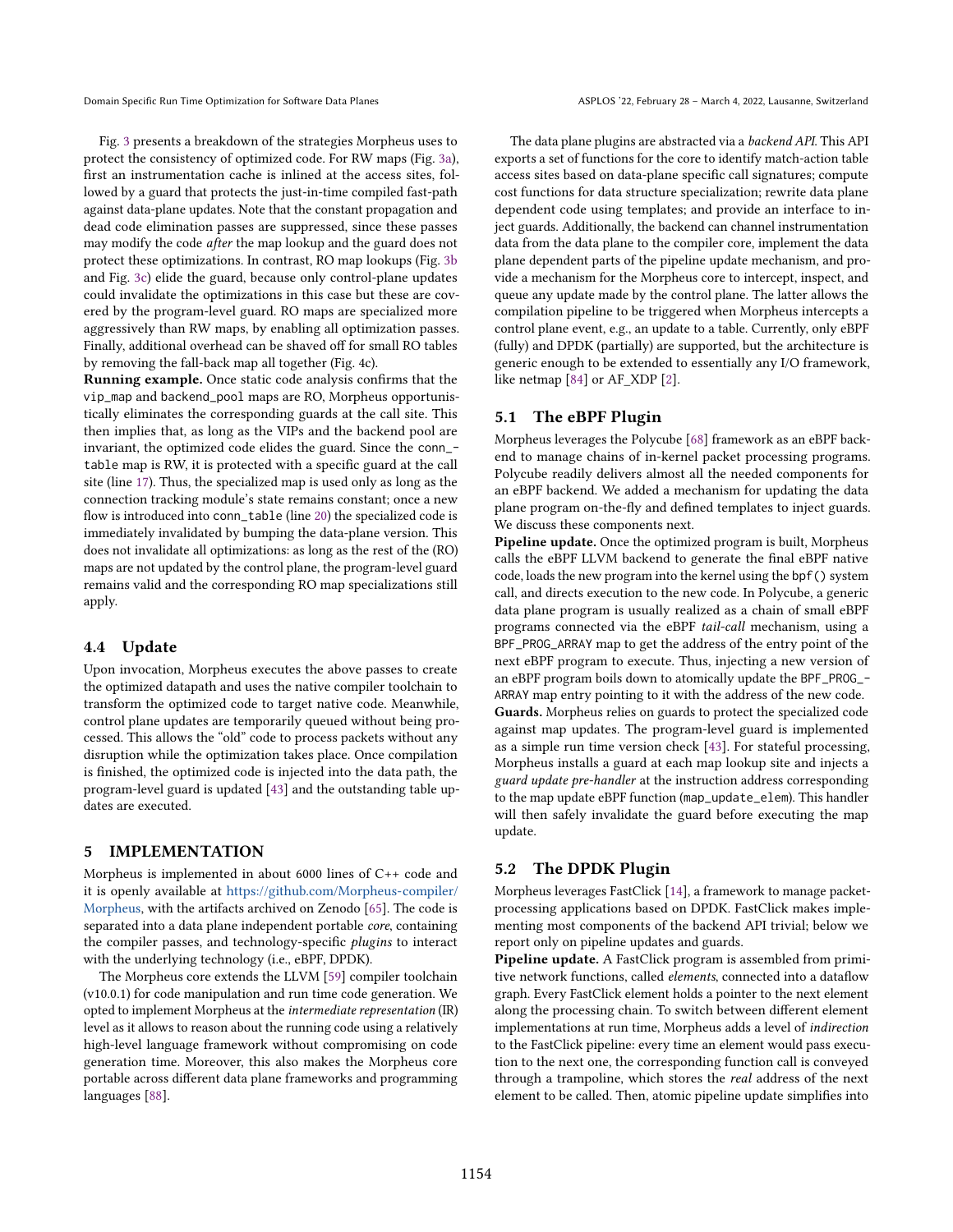Fig. 3 presents a breakdown of the strategies Morpheus uses to protect the consistency of optimized code. For RW maps (Fig. 3a), first an instrumentation cache is inlined at the access sites, followed by a guard that protects the just-in-time compiled fast-path against data-plane updates. Note that the constant propagation and dead code elimination passes are suppressed, since these passes may modify the code *after* the map lookup and the guard does not protect these optimizations. In contrast, RO map lookups (Fig. 3b and Fig. 3c) elide the guard, because only control-plane updates could invalidate the optimizations in this case but these are covered by the program-level guard. RO maps are specialized more aggressively than RW maps, by enabling all optimization passes. Finally, additional overhead can be shaved off for small RO tables by removing the fall-back map all together (Fig. 4c).

**Running example.** Once static code analysis confirms that the `vip_map` and `backend_pool` maps are RO, Morpheus opportunistically eliminates the corresponding guards at the call site. This then implies that, as long as the VIPs and the backend pool are invariant, the optimized code elides the guard. Since the `conn_table` map is RW, it is protected with a specific guard at the call site (line 17). Thus, the specialized map is used only as long as the connection tracking module's state remains constant; once a new flow is introduced into `conn_table` (line 20) the specialized code is immediately invalidated by bumping the data-plane version. This does not invalidate all optimizations: as long as the rest of the (RO) maps are not updated by the control plane, the program-level guard remains valid and the corresponding RO map specializations still apply.

### 4.4 Update

Upon invocation, Morpheus executes the above passes to create the optimized datapath and uses the native compiler toolchain to transform the optimized code to target native code. Meanwhile, control plane updates are temporarily queued without being processed. This allows the "old" code to process packets without any disruption while the optimization takes place. Once compilation is finished, the optimized code is injected into the data path, the program-level guard is updated [43] and the outstanding table updates are executed.

## 5 IMPLEMENTATION

Morpheus is implemented in about 6000 lines of C++ code and it is openly available at https://github.com/Morpheus-compiler/Morpheus, with the artifacts archived on Zenodo [65]. The code is separated into a data plane independent portable *core*, containing the compiler passes, and technology-specific *plugins* to interact with the underlying technology (i.e., eBPF, DPDK).

The Morpheus core extends the LLVM [59] compiler toolchain (v10.0.1) for code manipulation and run time code generation. We opted to implement Morpheus at the *intermediate representation* (IR) level as it allows to reason about the running code using a relatively high-level language framework without compromising on code generation time. Moreover, this also makes the Morpheus core portable across different data plane frameworks and programming languages [88].

The data plane plugins are abstracted via a *backend API*. This API exports a set of functions for the core to identify match-action table access sites based on data-plane specific call signatures; compute cost functions for data structure specialization; rewrite data plane dependent code using templates; and provide an interface to inject guards. Additionally, the backend can channel instrumentation data from the data plane to the compiler core, implement the data plane dependent parts of the pipeline update mechanism, and provide a mechanism for the Morpheus core to intercept, inspect, and queue any update made by the control plane. The latter allows the compilation pipeline to be triggered when Morpheus intercepts a control plane event, e.g., an update to a table. Currently, only eBPF (fully) and DPDK (partially) are supported, but the architecture is generic enough to be extended to essentially any I/O framework, like netmap [84] or AF_XDP [2].

### 5.1 The eBPF Plugin

Morpheus leverages the Polycube [68] framework as an eBPF backend to manage chains of in-kernel packet processing programs. Polycube readily delivers almost all the needed components for an eBPF backend. We added a mechanism for updating the data plane program on-the-fly and defined templates to inject guards. We discuss these components next.

**Pipeline update.** Once the optimized program is built, Morpheus calls the eBPF LLVM backend to generate the final eBPF native code, loads the new program into the kernel using the `bpf()` system call, and directs execution to the new code. In Polycube, a generic data plane program is usually realized as a chain of small eBPF programs connected via the eBPF *tail-call* mechanism, using a `BPF_PROG_ARRAY` map to get the address of the entry point of the next eBPF program to execute. Thus, injecting a new version of an eBPF program boils down to atomically update the `BPF_PROG_ARRAY` map entry pointing to it with the address of the new code.

**Guards.** Morpheus relies on guards to protect the specialized code against map updates. The program-level guard is implemented as a simple run time version check [43]. For stateful processing, Morpheus installs a guard at each map lookup site and injects a *guard update pre-handler* at the instruction address corresponding to the map update eBPF function (`map_update_elem`). This handler will then safely invalidate the guard before executing the map update.

### 5.2 The DPDK Plugin

Morpheus leverages FastClick [14], a framework to manage packet-processing applications based on DPDK. FastClick makes implementing most components of the backend API trivial; below we report only on pipeline updates and guards.

**Pipeline update.** A FastClick program is assembled from primitive network functions, called *elements*, connected into a dataflow graph. Every FastClick element holds a pointer to the next element along the processing chain. To switch between different element implementations at run time, Morpheus adds a level of *indirection* to the FastClick pipeline: every time an element would pass execution to the next one, the corresponding function call is conveyed through a trampoline, which stores the *real* address of the next element to be called. Then, atomic pipeline update simplifies into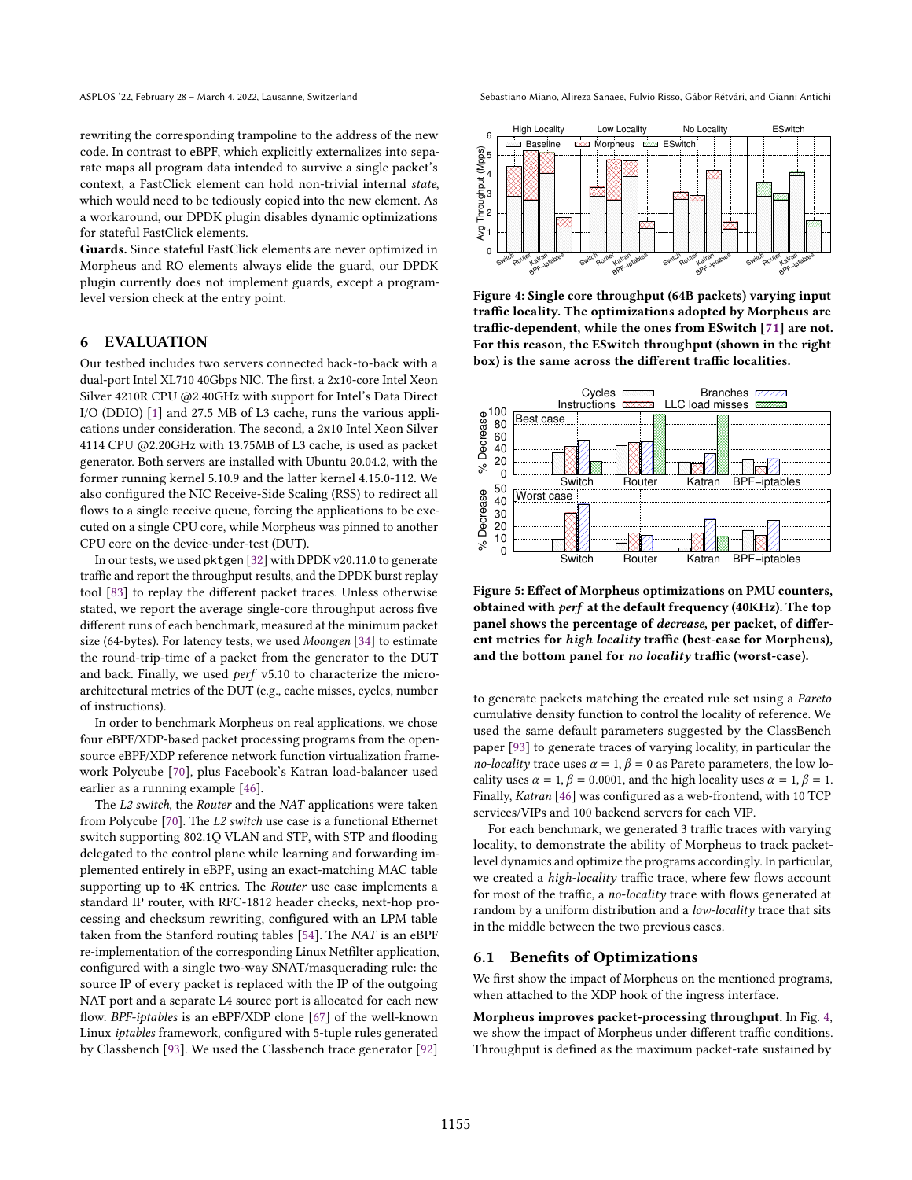rewriting the corresponding trampoline to the address of the new code. In contrast to eBPF, which explicitly externalizes into separate maps all program data intended to survive a single packet's context, a FastClick element can hold non-trivial internal *state*, which would need to be tediously copied into the new element. As a workaround, our DPDK plugin disables dynamic optimizations for stateful FastClick elements.

**Guards.** Since stateful FastClick elements are never optimized in Morpheus and RO elements always elide the guard, our DPDK plugin currently does not implement guards, except a program-level version check at the entry point.

## 6 EVALUATION

Our testbed includes two servers connected back-to-back with a dual-port Intel XL710 40Gbps NIC. The first, a 2x10-core Intel Xeon Silver 4210R CPU @2.40GHz with support for Intel's Data Direct I/O (DDIO) [1] and 27.5 MB of L3 cache, runs the various applications under consideration. The second, a 2x10 Intel Xeon Silver 4114 CPU @2.20GHz with 13.75MB of L3 cache, is used as packet generator. Both servers are installed with Ubuntu 20.04.2, with the former running kernel 5.10.9 and the latter kernel 4.15.0-112. We also configured the NIC Receive-Side Scaling (RSS) to redirect all flows to a single receive queue, forcing the applications to be executed on a single CPU core, while Morpheus was pinned to another CPU core on the device-under-test (DUT).

In our tests, we used pktgen [32] with DPDK v20.11.0 to generate traffic and report the throughput results, and the DPDK burst replay tool [83] to replay the different packet traces. Unless otherwise stated, we report the average single-core throughput across five different runs of each benchmark, measured at the minimum packet size (64-bytes). For latency tests, we used *Moongen* [34] to estimate the round-trip-time of a packet from the generator to the DUT and back. Finally, we used *perf* v5.10 to characterize the micro-architectural metrics of the DUT (e.g., cache misses, cycles, number of instructions).

In order to benchmark Morpheus on real applications, we chose four eBPF/XDP-based packet processing programs from the open-source eBPF/XDP reference network function virtualization framework Polycube [70], plus Facebook's Katran load-balancer used earlier as a running example [46].

The *L2 switch*, the *Router* and the *NAT* applications were taken from Polycube [70]. The *L2 switch* use case is a functional Ethernet switch supporting 802.1Q VLAN and STP, with STP and flooding delegated to the control plane while learning and forwarding implemented entirely in eBPF, using an exact-matching MAC table supporting up to 4K entries. The *Router* use case implements a standard IP router, with RFC-1812 header checks, next-hop processing and checksum rewriting, configured with an LPM table taken from the Stanford routing tables [54]. The *NAT* is an eBPF re-implementation of the corresponding Linux Netfilter application, configured with a single two-way SNAT/masquerading rule: the source IP of every packet is replaced with the IP of the outgoing NAT port and a separate L4 source port is allocated for each new flow. *BPF-iptables* is an eBPF/XDP clone [67] of the well-known Linux *iptables* framework, configured with 5-tuple rules generated by Classbench [93]. We used the Classbench trace generator [92] to generate packets matching the created rule set using a *Pareto* cumulative density function to control the locality of reference. We used the same default parameters suggested by the ClassBench paper [93] to generate traces of varying locality, in particular the *no-locality* trace uses $\alpha = 1, \beta = 0$ as Pareto parameters, the low locality uses $\alpha = 1, \beta = 0.0001$, and the high locality uses $\alpha = 1, \beta = 1$. Finally, *Katran* [46] was configured as a web-frontend, with 10 TCP services/VIPs and 100 backend servers for each VIP.

For each benchmark, we generated 3 traffic traces with varying locality, to demonstrate the ability of Morpheus to track packet-level dynamics and optimize the programs accordingly. In particular, we created a *high-locality* traffic trace, where few flows account for most of the traffic, a *no-locality* trace with flows generated at random by a uniform distribution and a *low-locality* trace that sits in the middle between the two previous cases.

**Figure 4: Single core throughput (64B packets) varying input traffic locality. The optimizations adopted by Morpheus are traffic-dependent, while the ones from ESwitch [71] are not. For this reason, the ESwitch throughput (shown in the right box) is the same across the different traffic localities.**

**Figure 5: Effect of Morpheus optimizations on PMU counters, obtained with *perf* at the default frequency (40KHz). The top panel shows the percentage of *decrease*, per packet, of different metrics for *high locality* traffic (best-case for Morpheus), and the bottom panel for *no locality* traffic (worst-case).**

### 6.1 Benefits of Optimizations

We first show the impact of Morpheus on the mentioned programs, when attached to the XDP hook of the ingress interface.

**Morpheus improves packet-processing throughput.** In Fig. 4, we show the impact of Morpheus under different traffic conditions. Throughput is defined as the maximum packet-rate sustained by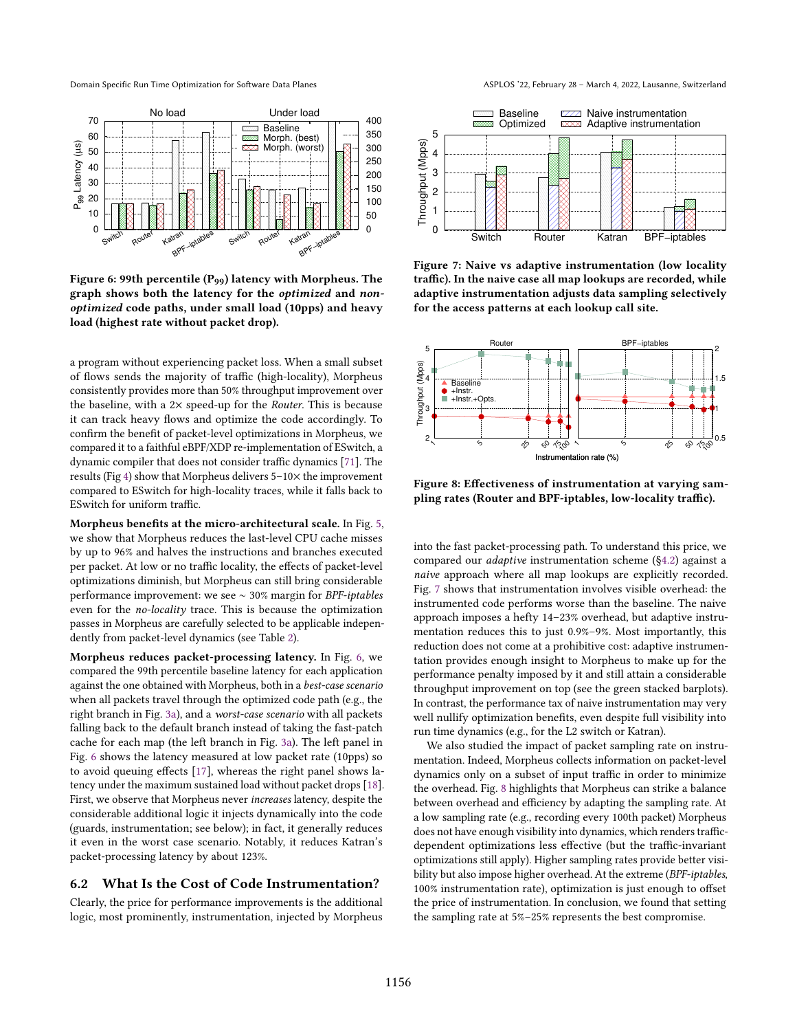Figure 6: 99th percentile ($P_{99}$) latency with Morpheus. The graph shows both the latency for the *optimized* and *non-optimized* code paths, under small load (10pps) and heavy load (highest rate without packet drop).

a program without experiencing packet loss. When a small subset of flows sends the majority of traffic (high-locality), Morpheus consistently provides more than 50% throughput improvement over the baseline, with a 2× speed-up for the *Router*. This is because it can track heavy flows and optimize the code accordingly. To confirm the benefit of packet-level optimizations in Morpheus, we compared it to a faithful eBPF/XDP re-implementation of ESwitch, a dynamic compiler that does not consider traffic dynamics [71]. The results (Fig 4) show that Morpheus delivers 5–10× the improvement compared to ESwitch for high-locality traces, while it falls back to ESwitch for uniform traffic.

**Morpheus benefits at the micro-architectural scale.** In Fig. 5, we show that Morpheus reduces the last-level CPU cache misses by up to 96% and halves the instructions and branches executed per packet. At low or no traffic locality, the effects of packet-level optimizations diminish, but Morpheus can still bring considerable performance improvement: we see ∼ 30% margin for *BPF-iptables* even for the *no-locality* trace. This is because the optimization passes in Morpheus are carefully selected to be applicable independently from packet-level dynamics (see Table 2).

**Morpheus reduces packet-processing latency.** In Fig. 6, we compared the 99th percentile baseline latency for each application against the one obtained with Morpheus, both in a *best-case scenario* when all packets travel through the optimized code path (e.g., the right branch in Fig. 3a), and a *worst-case scenario* with all packets falling back to the default branch instead of taking the fast-patch cache for each map (the left branch in Fig. 3a). The left panel in Fig. 6 shows the latency measured at low packet rate (10pps) so to avoid queuing effects [17], whereas the right panel shows latency under the maximum sustained load without packet drops [18]. First, we observe that Morpheus never *increases* latency, despite the considerable additional logic it injects dynamically into the code (guards, instrumentation; see below); in fact, it generally reduces it even in the worst case scenario. Notably, it reduces Katran's packet-processing latency by about 123%.

## 6.2 What Is the Cost of Code Instrumentation?

Clearly, the price for performance improvements is the additional logic, most prominently, instrumentation, injected by Morpheus into the fast packet-processing path. To understand this price, we compared our *adaptive* instrumentation scheme (§4.2) against a *naive* approach where all map lookups are explicitly recorded. Fig. 7 shows that instrumentation involves visible overhead: the instrumented code performs worse than the baseline. The naive approach imposes a hefty 14–23% overhead, but adaptive instrumentation reduces this to just 0.9%–9%. Most importantly, this reduction does not come at a prohibitive cost: adaptive instrumentation provides enough insight to Morpheus to make up for the performance penalty imposed by it and still attain a considerable throughput improvement on top (see the green stacked barplots). In contrast, the performance tax of naive instrumentation may very well nullify optimization benefits, even despite full visibility into run time dynamics (e.g., for the L2 switch or Katran).

We also studied the impact of packet sampling rate on instrumentation. Indeed, Morpheus collects information on packet-level dynamics only on a subset of input traffic in order to minimize the overhead. Fig. 8 highlights that Morpheus can strike a balance between overhead and efficiency by adapting the sampling rate. At a low sampling rate (e.g., recording every 100th packet) Morpheus does not have enough visibility into dynamics, which renders traffic-dependent optimizations less effective (but the traffic-invariant optimizations still apply). Higher sampling rates provide better visibility but also impose higher overhead. At the extreme (*BPF-iptables*, 100% instrumentation rate), optimization is just enough to offset the price of instrumentation. In conclusion, we found that setting the sampling rate at 5%–25% represents the best compromise.

Figure 7: Naive vs adaptive instrumentation (low locality traffic). In the naive case all map lookups are recorded, while adaptive instrumentation adjusts data sampling selectively for the access patterns at each lookup call site.

Figure 8: Effectiveness of instrumentation at varying sampling rates (Router and BPF-iptables, low-locality traffic).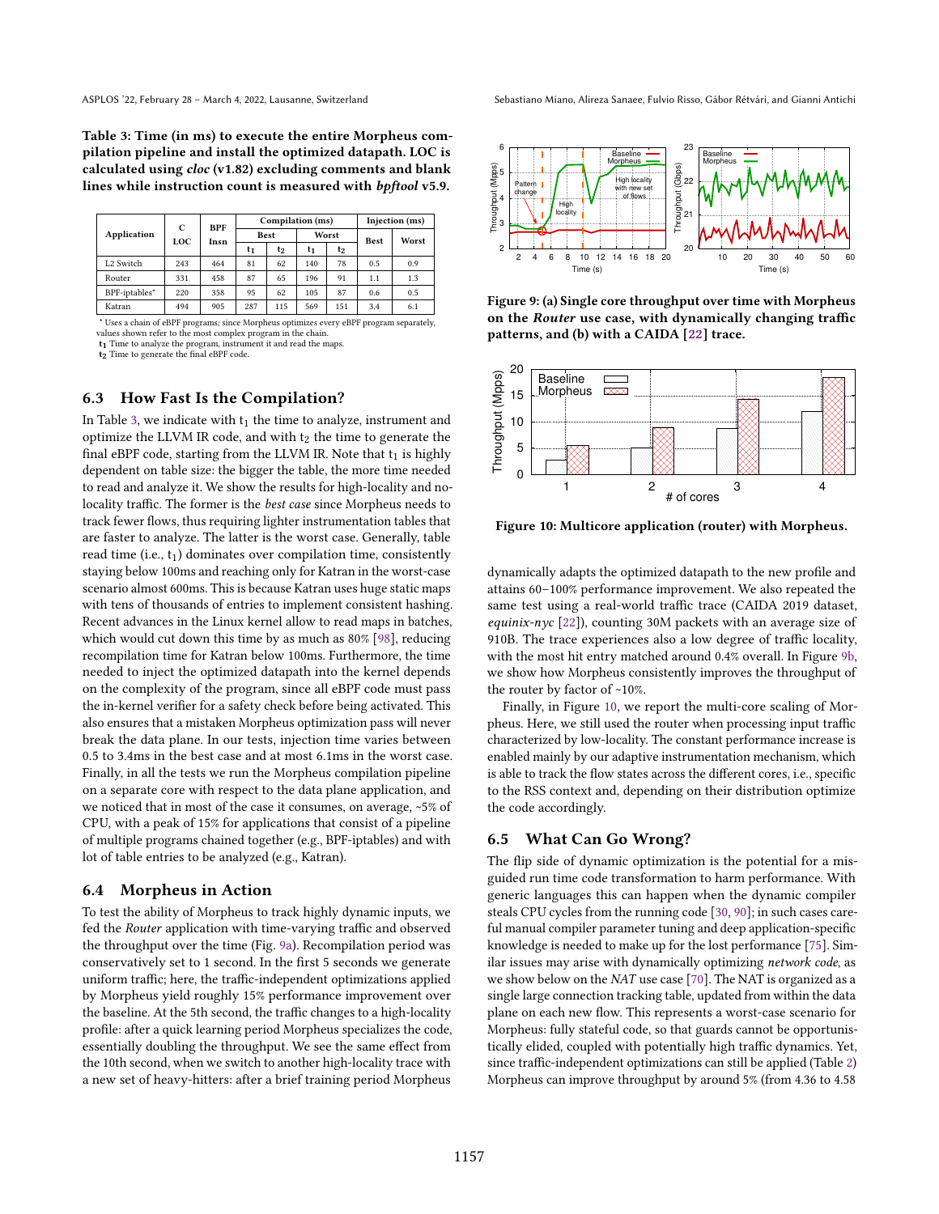**Table 3: Time (in ms) to execute the entire Morpheus compilation pipeline and install the optimized datapath. LOC is calculated using *cloc* (v1.82) excluding comments and blank lines while instruction count is measured with *bpftool* v5.9.**

| Application | C LOC | BPF Insn | Compilation (ms) | | | | Injection (ms) | |
|---|---|---|---|---|---|---|---|---|
| | | | Best | | Worst | | Best | Worst |
| | | | $t_1$ | $t_2$ | $t_1$ | $t_2$ | | |
| L2 Switch | 243 | 464 | 81 | 62 | 140 | 78 | 0.5 | 0.9 |
| Router | 331 | 458 | 87 | 65 | 196 | 91 | 1.1 | 1.3 |
| BPF-iptables* | 220 | 358 | 95 | 62 | 105 | 87 | 0.6 | 0.5 |
| Katran | 494 | 905 | 287 | 115 | 569 | 151 | 3.4 | 6.1 |

* Uses a chain of eBPF programs; since Morpheus optimizes every eBPF program separately, values shown refer to the most complex program in the chain.
$t_1$ Time to analyze the program, instrument it and read the maps.
$t_2$ Time to generate the final eBPF code.

### 6.3 How Fast Is the Compilation?

In Table 3, we indicate with $t_1$ the time to analyze, instrument and optimize the LLVM IR code, and with $t_2$ the time to generate the final eBPF code, starting from the LLVM IR. Note that $t_1$ is highly dependent on table size: the bigger the table, the more time needed to read and analyze it. We show the results for high-locality and no-locality traffic. The former is the *best case* since Morpheus needs to track fewer flows, thus requiring lighter instrumentation tables that are faster to analyze. The latter is the worst case. Generally, table read time (i.e., $t_1$) dominates over compilation time, consistently staying below 100ms and reaching only for Katran in the worst-case scenario almost 600ms. This is because Katran uses huge static maps with tens of thousands of entries to implement consistent hashing. Recent advances in the Linux kernel allow to read maps in batches, which would cut down this time by as much as 80% [98], reducing recompilation time for Katran below 100ms. Furthermore, the time needed to inject the optimized datapath into the kernel depends on the complexity of the program, since all eBPF code must pass the in-kernel verifier for a safety check before being activated. This also ensures that a mistaken Morpheus optimization pass will never break the data plane. In our tests, injection time varies between 0.5 to 3.4ms in the best case and at most 6.1ms in the worst case. Finally, in all the tests we run the Morpheus compilation pipeline on a separate core with respect to the data plane application, and we noticed that in most of the case it consumes, on average, ~5% of CPU, with a peak of 15% for applications that consist of a pipeline of multiple programs chained together (e.g., BPF-iptables) and with lot of table entries to be analyzed (e.g., Katran).

### 6.4 Morpheus in Action

To test the ability of Morpheus to track highly dynamic inputs, we fed the *Router* application with time-varying traffic and observed the throughput over the time (Fig. 9a). Recompilation period was conservatively set to 1 second. In the first 5 seconds we generate uniform traffic; here, the traffic-independent optimizations applied by Morpheus yield roughly 15% performance improvement over the baseline. At the 5th second, the traffic changes to a high-locality profile: after a quick learning period Morpheus specializes the code, essentially doubling the throughput. We see the same effect from the 10th second, when we switch to another high-locality trace with a new set of heavy-hitters: after a brief training period Morpheus dynamically adapts the optimized datapath to the new profile and attains 60–100% performance improvement. We also repeated the same test using a real-world traffic trace (CAIDA 2019 dataset, *equinix-nyc* [22]), counting 30M packets with an average size of 910B. The trace experiences also a low degree of traffic locality, with the most hit entry matched around 0.4% overall. In Figure 9b, we show how Morpheus consistently improves the throughput of the router by factor of ~10%.

**Figure 9: (a) Single core throughput over time with Morpheus on the *Router* use case, with dynamically changing traffic patterns, and (b) with a CAIDA [22] trace.**

**Figure 10: Multicore application (router) with Morpheus.**

Finally, in Figure 10, we report the multi-core scaling of Morpheus. Here, we still used the router when processing input traffic characterized by low-locality. The constant performance increase is enabled mainly by our adaptive instrumentation mechanism, which is able to track the flow states across the different cores, i.e., specific to the RSS context, and, depending on their distribution optimize the code accordingly.

### 6.5 What Can Go Wrong?

The flip side of dynamic optimization is the potential for a misguided run time code transformation to harm performance. With generic languages this can happen when the dynamic compiler steals CPU cycles from the running code [30, 90]; in such cases careful manual compiler parameter tuning and deep application-specific knowledge is needed to make up for the lost performance [75]. Similar issues may arise with dynamically optimizing *network code*, as we show below on the *NAT* use case [70]. The NAT is organized as a single large connection tracking table, updated from within the data plane on each new flow. This represents a worst-case scenario for Morpheus: fully stateful code, so that guards cannot be opportunistically elided, coupled with potentially high traffic dynamics. Yet, since traffic-independent optimizations can still be applied (Table 2) Morpheus can improve throughput by around 5% (from 4.36 to 4.58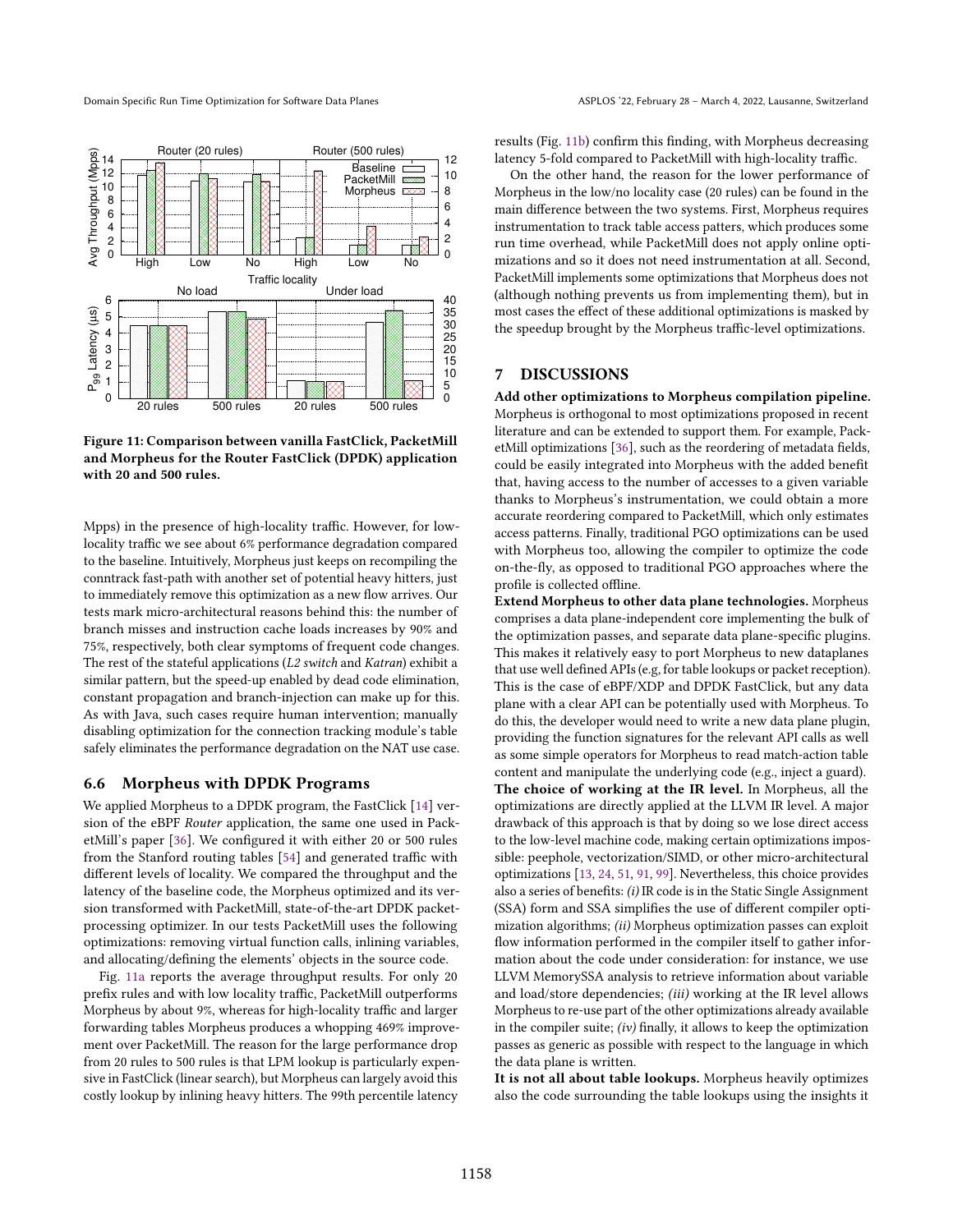Figure 11: Comparison between vanilla FastClick, PacketMill and Morpheus for the Router FastClick (DPDK) application with 20 and 500 rules.

Mpps) in the presence of high-locality traffic. However, for low-locality traffic we see about 6% performance degradation compared to the baseline. Intuitively, Morpheus just keeps on recompiling the conntrack fast-path with another set of potential heavy hitters, just to immediately remove this optimization as a new flow arrives. Our tests mark micro-architectural reasons behind this: the number of branch misses and instruction cache loads increases by 90% and 75%, respectively, both clear symptoms of frequent code changes. The rest of the stateful applications (*L2 switch* and *Katran*) exhibit a similar pattern, but the speed-up enabled by dead code elimination, constant propagation and branch-injection can make up for this. As with Java, such cases require human intervention; manually disabling optimization for the connection tracking module's table safely eliminates the performance degradation on the NAT use case.

### 6.6 Morpheus with DPDK Programs

We applied Morpheus to a DPDK program, the FastClick [14] version of the eBPF *Router* application, the same one used in PacketMill's paper [36]. We configured it with either 20 or 500 rules from the Stanford routing tables [54] and generated traffic with different levels of locality. We compared the throughput and the latency of the baseline code, the Morpheus optimized and its version transformed with PacketMill, state-of-the-art DPDK packet-processing optimizer. In our tests PacketMill uses the following optimizations: removing virtual function calls, inlining variables, and allocating/defining the elements' objects in the source code.

Fig. 11a reports the average throughput results. For only 20 prefix rules and with low locality traffic, PacketMill outperforms Morpheus by about 9%, whereas for high-locality traffic and larger forwarding tables Morpheus produces a whopping 469% improvement over PacketMill. The reason for the large performance drop from 20 rules to 500 rules is that LPM lookup is particularly expensive in FastClick (linear search), but Morpheus can largely avoid this costly lookup by inlining heavy hitters. The 99th percentile latency results (Fig. 11b) confirm this finding, with Morpheus decreasing latency 5-fold compared to PacketMill with high-locality traffic.

On the other hand, the reason for the lower performance of Morpheus in the low/no locality case (20 rules) can be found in the main difference between the two systems. First, Morpheus requires instrumentation to track table access patters, which produces some run time overhead, while PacketMill does not apply online optimizations and so it does not need instrumentation at all. Second, PacketMill implements some optimizations that Morpheus does not (although nothing prevents us from implementing them), but in most cases the effect of these additional optimizations is masked by the speedup brought by the Morpheus traffic-level optimizations.

## 7 DISCUSSIONS

**Add other optimizations to Morpheus compilation pipeline.** Morpheus is orthogonal to most optimizations proposed in recent literature and can be extended to support them. For example, PacketMill optimizations [36], such as the reordering of metadata fields, could be easily integrated into Morpheus with the added benefit that, having access to the number of accesses to a given variable thanks to Morpheus's instrumentation, we could obtain a more accurate reordering compared to PacketMill, which only estimates access patterns. Finally, traditional PGO optimizations can be used with Morpheus too, allowing the compiler to optimize the code on-the-fly, as opposed to traditional PGO approaches where the profile is collected offline.

**Extend Morpheus to other data plane technologies.** Morpheus comprises a data plane-independent core implementing the bulk of the optimization passes, and separate data plane-specific plugins. This makes it relatively easy to port Morpheus to new dataplanes that use well defined APIs (e.g, for table lookups or packet reception). This is the case of eBPF/XDP and DPDK FastClick, but any data plane with a clear API can be potentially used with Morpheus. To do this, the developer would need to write a new data plane plugin, providing the function signatures for the relevant API calls as well as some simple operators for Morpheus to read match-action table content and manipulate the underlying code (e.g., inject a guard).

**The choice of working at the IR level.** In Morpheus, all the optimizations are directly applied at the LLVM IR level. A major drawback of this approach is that by doing so we lose direct access to the low-level machine code, making certain optimizations impossible: peephole, vectorization/SIMD, or other micro-architectural optimizations [13, 24, 51, 91, 99]. Nevertheless, this choice provides also a series of benefits: *(i)* IR code is in the Static Single Assignment (SSA) form and SSA simplifies the use of different compiler optimization algorithms; *(ii)* Morpheus optimization passes can exploit flow information performed in the compiler itself to gather information about the code under consideration: for instance, we use LLVM MemorySSA analysis to retrieve information about variable and load/store dependencies; *(iii)* working at the IR level allows Morpheus to re-use part of the other optimizations already available in the compiler suite; *(iv)* finally, it allows to keep the optimization passes as generic as possible with respect to the language in which the data plane is written.

**It is not all about table lookups.** Morpheus heavily optimizes also the code surrounding the table lookups using the insights it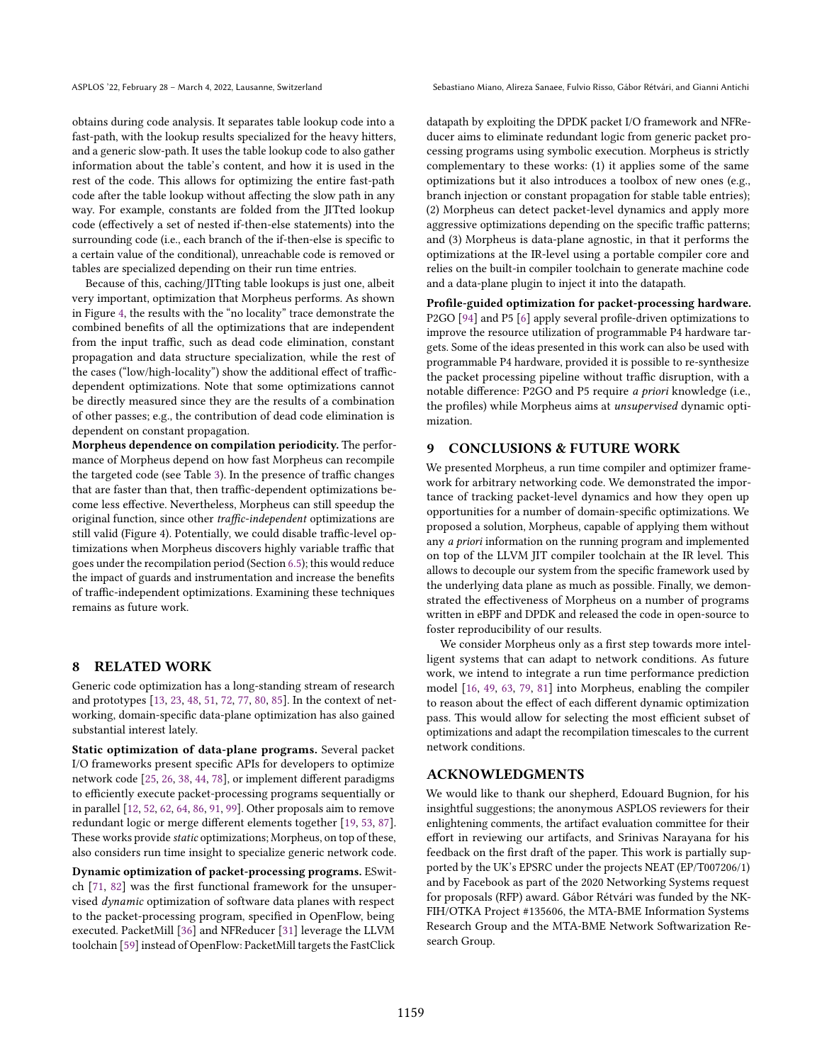obtains during code analysis. It separates table lookup code into a fast-path, with the lookup results specialized for the heavy hitters, and a generic slow-path. It uses the table lookup code to also gather information about the table's content, and how it is used in the rest of the code. This allows for optimizing the entire fast-path code after the table lookup without affecting the slow path in any way. For example, constants are folded from the JITted lookup code (effectively a set of nested if-then-else statements) into the surrounding code (i.e., each branch of the if-then-else is specific to a certain value of the conditional), unreachable code is removed or tables are specialized depending on their run time entries.

Because of this, caching/JITting table lookups is just one, albeit very important, optimization that Morpheus performs. As shown in Figure 4, the results with the "no locality" trace demonstrate the combined benefits of all the optimizations that are independent from the input traffic, such as dead code elimination, constant propagation and data structure specialization, while the rest of the cases ("low/high-locality") show the additional effect of traffic-dependent optimizations. Note that some optimizations cannot be directly measured since they are the results of a combination of other passes; e.g., the contribution of dead code elimination is dependent on constant propagation.

**Morpheus dependence on compilation periodicity.** The performance of Morpheus depend on how fast Morpheus can recompile the targeted code (see Table 3). In the presence of traffic changes that are faster than that, then traffic-dependent optimizations become less effective. Nevertheless, Morpheus can still speedup the original function, since other *traffic-independent* optimizations are still valid (Figure 4). Potentially, we could disable traffic-level optimizations when Morpheus discovers highly variable traffic that goes under the recompilation period (Section 6.5); this would reduce the impact of guards and instrumentation and increase the benefits of traffic-independent optimizations. Examining these techniques remains as future work.

## 8 RELATED WORK

Generic code optimization has a long-standing stream of research and prototypes [13, 23, 48, 51, 72, 77, 80, 85]. In the context of networking, domain-specific data-plane optimization has also gained substantial interest lately.

**Static optimization of data-plane programs.** Several packet I/O frameworks present specific APIs for developers to optimize network code [25, 26, 38, 44, 78], or implement different paradigms to efficiently execute packet-processing programs sequentially or in parallel [12, 52, 62, 64, 86, 91, 99]. Other proposals aim to remove redundant logic or merge different elements together [19, 53, 87]. These works provide *static* optimizations; Morpheus, on top of these, also considers run time insight to specialize generic network code.

**Dynamic optimization of packet-processing programs.** ESwitch [71, 82] was the first functional framework for the unsupervised *dynamic* optimization of software data planes with respect to the packet-processing program, specified in OpenFlow, being executed. PacketMill [36] and NFReducer [31] leverage the LLVM toolchain [59] instead of OpenFlow: PacketMill targets the FastClick datapath by exploiting the DPDK packet I/O framework and NFReducer aims to eliminate redundant logic from generic packet processing programs using symbolic execution. Morpheus is strictly complementary to these works: (1) it applies some of the same optimizations but it also introduces a toolbox of new ones (e.g., branch injection or constant propagation for stable table entries); (2) Morpheus can detect packet-level dynamics and apply more aggressive optimizations depending on the specific traffic patterns; and (3) Morpheus is data-plane agnostic, in that it performs the optimizations at the IR-level using a portable compiler core and relies on the built-in compiler toolchain to generate machine code and a data-plane plugin to inject it into the datapath.

**Profile-guided optimization for packet-processing hardware.** P2GO [94] and P5 [6] apply several profile-driven optimizations to improve the resource utilization of programmable P4 hardware targets. Some of the ideas presented in this work can also be used with programmable P4 hardware, provided it is possible to re-synthesize the packet processing pipeline without traffic disruption, with a notable difference: P2GO and P5 require *a priori* knowledge (i.e., the profiles) while Morpheus aims at *unsupervised* dynamic optimization.

## 9 CONCLUSIONS & FUTURE WORK

We presented Morpheus, a run time compiler and optimizer framework for arbitrary networking code. We demonstrated the importance of tracking packet-level dynamics and how they open up opportunities for a number of domain-specific optimizations. We proposed a solution, Morpheus, capable of applying them without any *a priori* information on the running program and implemented on top of the LLVM JIT compiler toolchain at the IR level. This allows to decouple our system from the specific framework used by the underlying data plane as much as possible. Finally, we demonstrated the effectiveness of Morpheus on a number of programs written in eBPF and DPDK and released the code in open-source to foster reproducibility of our results.

We consider Morpheus only as a first step towards more intelligent systems that can adapt to network conditions. As future work, we intend to integrate a run time performance prediction model [16, 49, 63, 79, 81] into Morpheus, enabling the compiler to reason about the effect of each different dynamic optimization pass. This would allow for selecting the most efficient subset of optimizations and adapt the recompilation timescales to the current network conditions.

## ACKNOWLEDGMENTS

We would like to thank our shepherd, Edouard Bugnion, for his insightful suggestions; the anonymous ASPLOS reviewers for their enlightening comments, the artifact evaluation committee for their effort in reviewing our artifacts, and Srinivas Narayana for his feedback on the first draft of the paper. This work is partially supported by the UK's EPSRC under the projects NEAT (EP/T007206/1) and by Facebook as part of the 2020 Networking Systems request for proposals (RFP) award. Gábor Rétvári was funded by the NKFIH/OTKA Project #135606, the MTA-BME Information Systems Research Group and the MTA-BME Network Softwarization Research Group.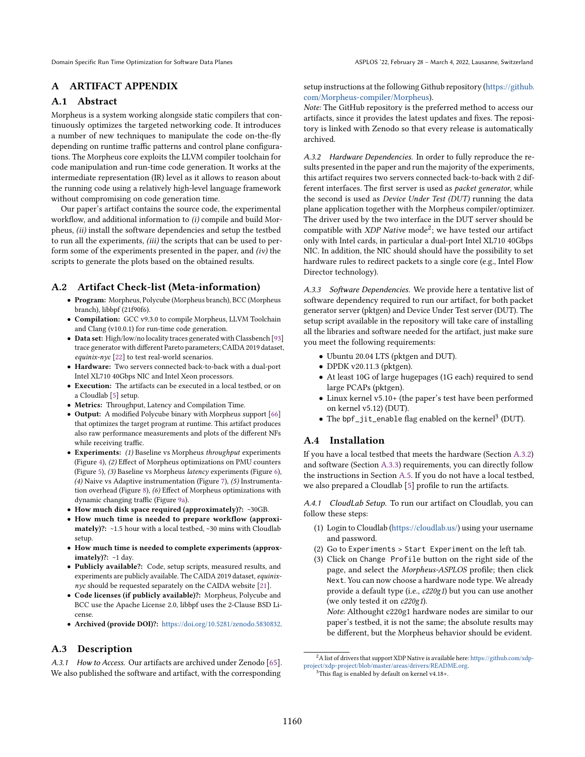# A ARTIFACT APPENDIX

## A.1 Abstract

Morpheus is a system working alongside static compilers that continuously optimizes the targeted networking code. It introduces a number of new techniques to manipulate the code on-the-fly depending on runtime traffic patterns and control plane configurations. The Morpheus core exploits the LLVM compiler toolchain for code manipulation and run-time code generation. It works at the intermediate representation (IR) level as it allows to reason about the running code using a relatively high-level language framework without compromising on code generation time.

Our paper's artifact contains the source code, the experimental workflow, and additional information to *(i)* compile and build Morpheus, *(ii)* install the software dependencies and setup the testbed to run all the experiments, *(iii)* the scripts that can be used to perform some of the experiments presented in the paper, and *(iv)* the scripts to generate the plots based on the obtained results.

## A.2 Artifact Check-list (Meta-information)

- **Program:** Morpheus, Polycube (Morpheus branch), BCC (Morpheus branch), libbpf (21f90f6).
- **Compilation:** GCC v9.3.0 to compile Morpheus, LLVM Toolchain and Clang (v10.0.1) for run-time code generation.
- **Data set:** High/low/no locality traces generated with Classbench [93] trace generator with different Pareto parameters; CAIDA 2019 dataset, *equinix-nyc* [22] to test real-world scenarios.
- **Hardware:** Two servers connected back-to-back with a dual-port Intel XL710 40Gbps NIC and Intel Xeon processors.
- **Execution:** The artifacts can be executed in a local testbed, or on a Cloudlab [5] setup.
- **Metrics:** Throughput, Latency and Compilation Time.
- **Output:** A modified Polycube binary with Morpheus support [66] that optimizes the target program at runtime. This artifact produces also raw performance measurements and plots of the different NFs while receiving traffic.
- **Experiments:** *(1)* Baseline vs Morpheus *throughput* experiments (Figure 4), *(2)* Effect of Morpheus optimizations on PMU counters (Figure 5), *(3)* Baseline vs Morpheus *latency* experiments (Figure 6), *(4)* Naive vs Adaptive instrumentation (Figure 7), *(5)* Instrumentation overhead (Figure 8), *(6)* Effect of Morpheus optimizations with dynamic changing traffic (Figure 9a).
- **How much disk space required (approximately)?:** ~30GB.
- **How much time is needed to prepare workflow (approximately)?:** ~1.5 hour with a local testbed, ~30 mins with Cloudlab setup.
- **How much time is needed to complete experiments (approximately)?:** ~1 day.
- **Publicly available?:** Code, setup scripts, measured results, and experiments are publicly available. The CAIDA 2019 dataset, *equinix-nyc* should be requested separately on the CAIDA website [21].
- **Code licenses (if publicly available)?:** Morpheus, Polycube and BCC use the Apache License 2.0, libbpf uses the 2-Clause BSD License.
- **Archived (provide DOI)?:** https://doi.org/10.5281/zenodo.5830832.

## A.3 Description

*A.3.1 How to Access.* Our artifacts are archived under Zenodo [65]. We also published the software and artifact, with the corresponding setup instructions at the following Github repository (https://github.com/Morpheus-compiler/Morpheus).

*Note:* The GitHub repository is the preferred method to access our artifacts, since it provides the latest updates and fixes. The repository is linked with Zenodo so that every release is automatically archived.

*A.3.2 Hardware Dependencies.* In order to fully reproduce the results presented in the paper and run the majority of the experiments, this artifact requires two servers connected back-to-back with 2 different interfaces. The first server is used as *packet generator*, while the second is used as *Device Under Test (DUT)* running the data plane application together with the Morpheus compiler/optimizer. The driver used by the two interface in the DUT server should be compatible with *XDP Native* mode[2]; we have tested our artifact only with Intel cards, in particular a dual-port Intel XL710 40Gbps NIC. In addition, the NIC should should have the possibility to set hardware rules to redirect packets to a single core (e.g., Intel Flow Director technology).

*A.3.3 Software Dependencies.* We provide here a tentative list of software dependency required to run our artifact, for both packet generator server (pktgen) and Device Under Test server (DUT). The setup script available in the repository will take care of installing all the libraries and software needed for the artifact, just make sure you meet the following requirements:

- Ubuntu 20.04 LTS (pktgen and DUT).
- DPDK v20.11.3 (pktgen).
- At least 10G of large hugepages (1G each) required to send large PCAPs (pktgen).
- Linux kernel v5.10+ (the paper's test have been performed on kernel v5.12) (DUT).
- The `bpf_jit_enable` flag enabled on the kernel[3] (DUT).

## A.4 Installation

If you have a local testbed that meets the hardware (Section A.3.2) and software (Section A.3.3) requirements, you can directly follow the instructions in Section A.5. If you do not have a local testbed, we also prepared a Cloudlab [5] profile to run the artifacts.

*A.4.1 CloudLab Setup.* To run our artifact on Cloudlab, you can follow these steps:

1. Login to Cloudlab (https://cloudlab.us/) using your username and password.
2. Go to `Experiments > Start Experiment` on the left tab.
3. Click on `Change Profile` button on the right side of the page, and select the *Morpheus-ASPLOS* profile; then click `Next`. You can now choose a hardware node type. We already provide a default type (i.e., *c220g1*) but you can use another (we only tested it on *c220g1*).
   *Note*: Althought c220g1 hardware nodes are similar to our paper's testbed, it is not the same; the absolute results may be different, but the Morpheus behavior should be evident.

[2] A list of drivers that support XDP Native is available here: https://github.com/xdp-project/xdp-project/blob/master/areas/drivers/README.org.

[3] This flag is enabled by default on kernel v4.18+.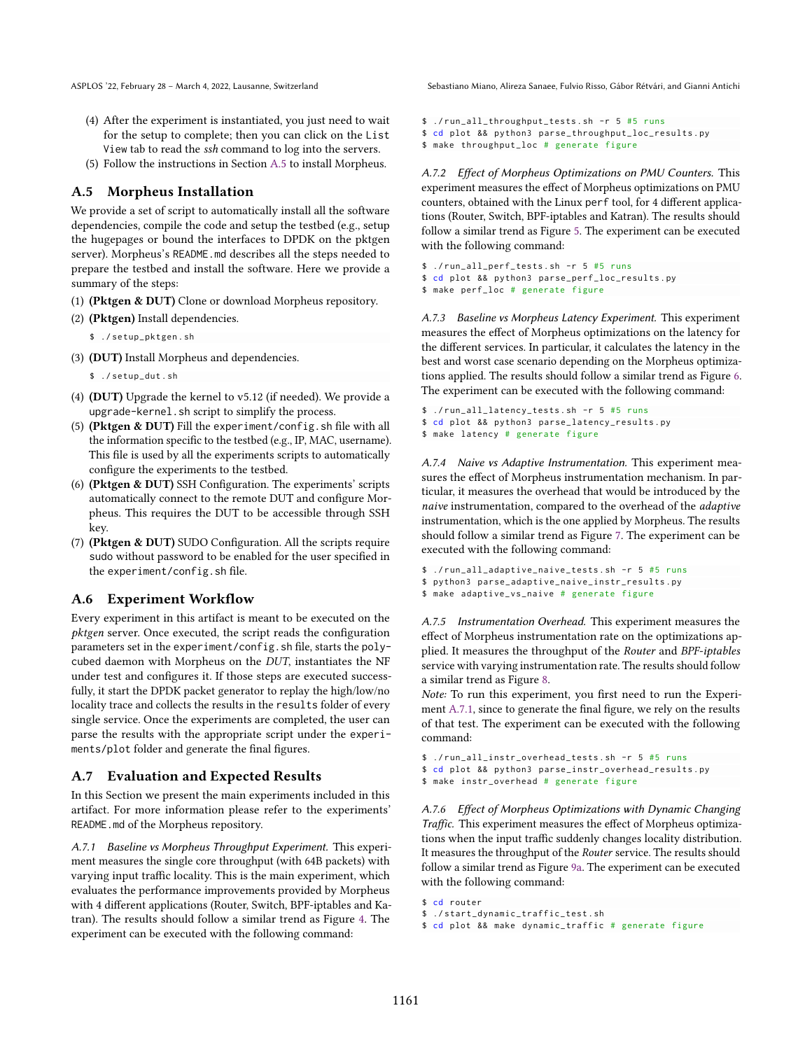(4) After the experiment is instantiated, you just need to wait for the setup to complete; then you can click on the List View tab to read the *ssh* command to log into the servers.
(5) Follow the instructions in Section A.5 to install Morpheus.

## A.5 Morpheus Installation

We provide a set of script to automatically install all the software dependencies, compile the code and setup the testbed (e.g., setup the hugepages or bound the interfaces to DPDK on the pktgen server). Morpheus's README.md describes all the steps needed to prepare the testbed and install the software. Here we provide a summary of the steps:

(1) **(Pktgen & DUT)** Clone or download Morpheus repository.
(2) **(Pktgen)** Install dependencies.

```
$ ./setup_pktgen.sh
```

(3) **(DUT)** Install Morpheus and dependencies.

```
$ ./setup_dut.sh
```

(4) **(DUT)** Upgrade the kernel to v5.12 (if needed). We provide a upgrade-kernel.sh script to simplify the process.
(5) **(Pktgen & DUT)** Fill the experiment/config.sh file with all the information specific to the testbed (e.g., IP, MAC, username). This file is used by all the experiments scripts to automatically configure the experiments to the testbed.
(6) **(Pktgen & DUT)** SSH Configuration. The experiments' scripts automatically connect to the remote DUT and configure Morpheus. This requires the DUT to be accessible through SSH key.
(7) **(Pktgen & DUT)** SUDO Configuration. All the scripts require sudo without password to be enabled for the user specified in the experiment/config.sh file.

## A.6 Experiment Workflow

Every experiment in this artifact is meant to be executed on the *pktgen* server. Once executed, the script reads the configuration parameters set in the experiment/config.sh file, starts the polycubed daemon with Morpheus on the *DUT*, instantiates the NF under test and configures it. If those steps are executed successfully, it start the DPDK packet generator to replay the high/low/no locality trace and collects the results in the results folder of every single service. Once the experiments are completed, the user can parse the results with the appropriate script under the experiments/plot folder and generate the final figures.

## A.7 Evaluation and Expected Results

In this Section we present the main experiments included in this artifact. For more information please refer to the experiments' README.md of the Morpheus repository.

*A.7.1 Baseline vs Morpheus Throughput Experiment.* This experiment measures the single core throughput (with 64B packets) with varying input traffic locality. This is the main experiment, which evaluates the performance improvements provided by Morpheus with 4 different applications (Router, Switch, BPF-iptables and Katran). The results should follow a similar trend as Figure 4. The experiment can be executed with the following command:

```
$ ./run_all_throughput_tests.sh -r 5 #5 runs
$ cd plot && python3 parse_throughput_loc_results.py
$ make throughput_loc # generate figure
```

*A.7.2 Effect of Morpheus Optimizations on PMU Counters.* This experiment measures the effect of Morpheus optimizations on PMU counters, obtained with the Linux perf tool, for 4 different applications (Router, Switch, BPF-iptables and Katran). The results should follow a similar trend as Figure 5. The experiment can be executed with the following command:

```
$ ./run_all_perf_tests.sh -r 5 #5 runs
$ cd plot && python3 parse_perf_loc_results.py
$ make perf_loc # generate figure
```

*A.7.3 Baseline vs Morpheus Latency Experiment.* This experiment measures the effect of Morpheus optimizations on the latency for the different services. In particular, it calculates the latency in the best and worst case scenario depending on the Morpheus optimizations applied. The results should follow a similar trend as Figure 6. The experiment can be executed with the following command:

```
$ ./run_all_latency_tests.sh -r 5 #5 runs
$ cd plot && python3 parse_latency_results.py
$ make latency # generate figure
```

*A.7.4 Naive vs Adaptive Instrumentation.* This experiment measures the effect of Morpheus instrumentation mechanism. In particular, it measures the overhead that would be introduced by the *naive* instrumentation, compared to the overhead of the *adaptive* instrumentation, which is the one applied by Morpheus. The results should follow a similar trend as Figure 7. The experiment can be executed with the following command:

```
$ ./run_all_adaptive_naive_tests.sh -r 5 #5 runs
$ python3 parse_adaptive_naive_instr_results.py
$ make adaptive_vs_naive # generate figure
```

*A.7.5 Instrumentation Overhead.* This experiment measures the effect of Morpheus instrumentation rate on the optimizations applied. It measures the throughput of the *Router* and *BPF-iptables* service with varying instrumentation rate. The results should follow a similar trend as Figure 8.
*Note:* To run this experiment, you first need to run the Experiment A.7.1, since to generate the final figure, we rely on the results of that test. The experiment can be executed with the following command:

```
$ ./run_all_instr_overhead_tests.sh -r 5 #5 runs
$ cd plot && python3 parse_instr_overhead_results.py
$ make instr_overhead # generate figure
```

*A.7.6 Effect of Morpheus Optimizations with Dynamic Changing Traffic.* This experiment measures the effect of Morpheus optimizations when the input traffic suddenly changes locality distribution. It measures the throughput of the *Router* service. The results should follow a similar trend as Figure 9a. The experiment can be executed with the following command:

```
$ cd router
$ ./start_dynamic_traffic_test.sh
$ cd plot && make dynamic_traffic # generate figure
```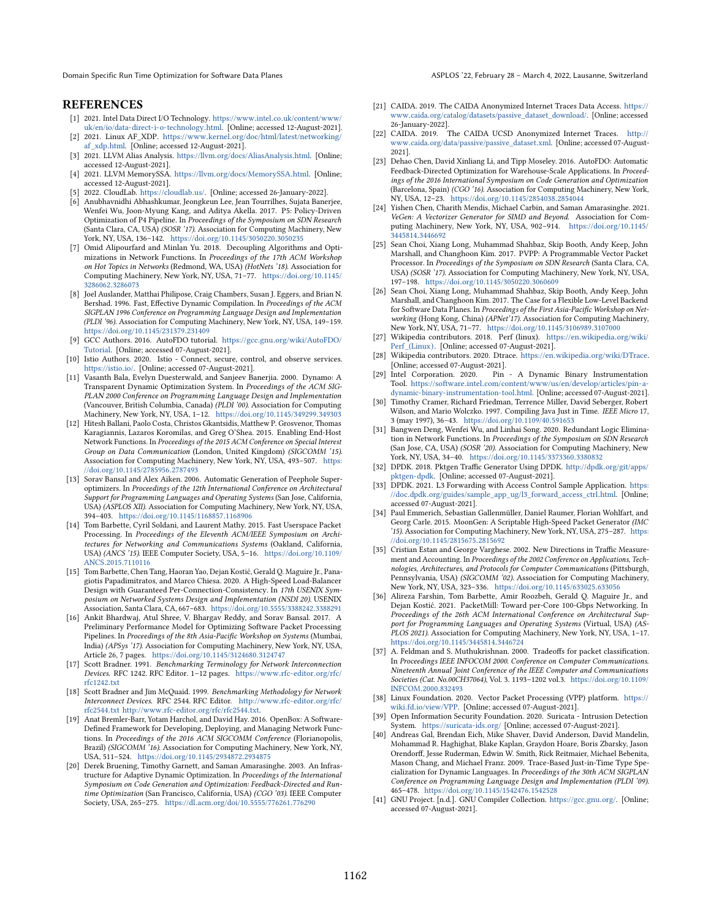## REFERENCES

[1] 2021. Intel Data Direct I/O Technology. https://www.intel.co.uk/content/www/uk/en/io/data-direct-i-o-technology.html. [Online; accessed 12-August-2021].

[2] 2021. Linux AF_XDP. https://www.kernel.org/doc/html/latest/networking/af_xdp.html. [Online; accessed 12-August-2021].

[3] 2021. LLVM Alias Analysis. https://llvm.org/docs/AliasAnalysis.html. [Online; accessed 12-August-2021].

[4] 2021. LLVM MemorySSA. https://llvm.org/docs/MemorySSA.html. [Online; accessed 12-August-2021].

[5] 2022. CloudLab. https://cloudlab.us/. [Online; accessed 26-January-2022].

[6] Anubhavnidhi Abhashkumar, Jeongkeun Lee, Jean Tourrilhes, Sujata Banerjee, Wenfei Wu, Joon-Myung Kang, and Aditya Akella. 2017. P5: Policy-Driven Optimization of P4 Pipeline. In *Proceedings of the Symposium on SDN Research* (Santa Clara, CA, USA) *(SOSR '17)*. Association for Computing Machinery, New York, NY, USA, 136–142. https://doi.org/10.1145/3050220.3050235

[7] Omid Alipourfard and Minlan Yu. 2018. Decoupling Algorithms and Optimizations in Network Functions. In *Proceedings of the 17th ACM Workshop on Hot Topics in Networks* (Redmond, WA, USA) *(HotNets '18)*. Association for Computing Machinery, New York, NY, USA, 71–77. https://doi.org/10.1145/3286062.3286073

[8] Joel Auslander, Matthai Philipose, Craig Chambers, Susan J. Eggers, and Brian N. Bershad. 1996. Fast, Effective Dynamic Compilation. In *Proceedings of the ACM SIGPLAN 1996 Conference on Programming Language Design and Implementation (PLDI '96)*. Association for Computing Machinery, New York, NY, USA, 149–159. https://doi.org/10.1145/231379.231409

[9] GCC Authors. 2016. AutoFDO tutorial. https://gcc.gnu.org/wiki/AutoFDO/Tutorial. [Online; accessed 07-August-2021].

[10] Istio Authors. 2020. Istio - Connect, secure, control, and observe services. https://istio.io/. [Online; accessed 07-August-2021].

[11] Vasanth Bala, Evelyn Duesterwald, and Sanjeev Banerjia. 2000. Dynamo: A Transparent Dynamic Optimization System. In *Proceedings of the ACM SIGPLAN 2000 Conference on Programming Language Design and Implementation* (Vancouver, British Columbia, Canada) *(PLDI '00)*. Association for Computing Machinery, New York, NY, USA, 1–12. https://doi.org/10.1145/349299.349303

[12] Hitesh Ballani, Paolo Costa, Christos Gkantsidis, Matthew P. Grosvenor, Thomas Karagiannis, Lazaros Koromilas, and Greg O'Shea. 2015. Enabling End-Host Network Functions. In *Proceedings of the 2015 ACM Conference on Special Interest Group on Data Communication* (London, United Kingdom) *(SIGCOMM '15)*. Association for Computing Machinery, New York, NY, USA, 493–507. https://doi.org/10.1145/2785956.2787493

[13] Sorav Bansal and Alex Aiken. 2006. Automatic Generation of Peephole Superoptimizers. In *Proceedings of the 12th International Conference on Architectural Support for Programming Languages and Operating Systems* (San Jose, California, USA) *(ASPLOS XII)*. Association for Computing Machinery, New York, NY, USA, 394–403. https://doi.org/10.1145/1168857.1168906

[14] Tom Barbette, Cyril Soldani, and Laurent Mathy. 2015. Fast Userspace Packet Processing. In *Proceedings of the Eleventh ACM/IEEE Symposium on Architectures for Networking and Communications Systems* (Oakland, California, USA) *(ANCS '15)*. IEEE Computer Society, USA, 5–16. https://doi.org/10.1109/ANCS.2015.7110116

[15] Tom Barbette, Chen Tang, Haoran Yao, Dejan Kostić, Gerald Q. Maguire Jr., Panagiotis Papadimitratos, and Marco Chiesa. 2020. A High-Speed Load-Balancer Design with Guaranteed Per-Connection-Consistency. In *17th USENIX Symposium on Networked Systems Design and Implementation (NSDI 20)*. USENIX Association, Santa Clara, CA, 667–683. https://doi.org/10.5555/3388242.3388291

[16] Ankit Bhardwaj, Atul Shree, V. Bhargav Reddy, and Sorav Bansal. 2017. A Preliminary Performance Model for Optimizing Software Packet Processing Pipelines. In *Proceedings of the 8th Asia-Pacific Workshop on Systems* (Mumbai, India) *(APSys '17)*. Association for Computing Machinery, New York, NY, USA, Article 26, 7 pages. https://doi.org/10.1145/3124680.3124747

[17] Scott Bradner. 1991. *Benchmarking Terminology for Network Interconnection Devices*. RFC 1242. RFC Editor. 1–12 pages. https://www.rfc-editor.org/rfc/rfc1242.txt

[18] Scott Bradner and Jim McQuaid. 1999. *Benchmarking Methodology for Network Interconnect Devices*. RFC 2544. RFC Editor. http://www.rfc-editor.org/rfc/rfc2544.txt http://www.rfc-editor.org/rfc/rfc2544.txt.

[19] Anat Bremler-Barr, Yotam Harchol, and David Hay. 2016. OpenBox: A Software-Defined Framework for Developing, Deploying, and Managing Network Functions. In *Proceedings of the 2016 ACM SIGCOMM Conference* (Florianopolis, Brazil) *(SIGCOMM '16)*. Association for Computing Machinery, New York, NY, USA, 511–524. https://doi.org/10.1145/2934872.2934875

[20] Derek Bruening, Timothy Garnett, and Saman Amarasinghe. 2003. An Infrastructure for Adaptive Dynamic Optimization. In *Proceedings of the International Symposium on Code Generation and Optimization: Feedback-Directed and Runtime Optimization* (San Francisco, California, USA) *(CGO '03)*. IEEE Computer Society, USA, 265–275. https://dl.acm.org/doi/10.5555/776261.776290

[21] CAIDA. 2019. The CAIDA Anonymized Internet Traces Data Access. https://www.caida.org/catalog/datasets/passive_dataset_download/. [Online; accessed 26-January-2022].

[22] CAIDA. 2019. The CAIDA UCSD Anonymized Internet Traces. http://www.caida.org/data/passive/passive_dataset.xml. [Online; accessed 07-August-2021].

[23] Dehao Chen, David Xinliang Li, and Tipp Moseley. 2016. AutoFDO: Automatic Feedback-Directed Optimization for Warehouse-Scale Applications. In *Proceedings of the 2016 International Symposium on Code Generation and Optimization* (Barcelona, Spain) *(CGO '16)*. Association for Computing Machinery, New York, NY, USA, 12–23. https://doi.org/10.1145/2854038.2854044

[24] Yishen Chen, Charith Mendis, Michael Carbin, and Saman Amarasinghe. 2021. *VeGen: A Vectorizer Generator for SIMD and Beyond*. Association for Computing Machinery, New York, NY, USA, 902–914. https://doi.org/10.1145/3445814.3446692

[25] Sean Choi, Xiang Long, Muhammad Shahbaz, Skip Booth, Andy Keep, John Marshall, and Changhoon Kim. 2017. PVPP: A Programmable Vector Packet Processor. In *Proceedings of the Symposium on SDN Research* (Santa Clara, CA, USA) *(SOSR '17)*. Association for Computing Machinery, New York, NY, USA, 197–198. https://doi.org/10.1145/3050220.3060609

[26] Sean Choi, Xiang Long, Muhammad Shahbaz, Skip Booth, Andy Keep, John Marshall, and Changhoon Kim. 2017. The Case for a Flexible Low-Level Backend for Software Data Planes. In *Proceedings of the First Asia-Pacific Workshop on Networking* (Hong Kong, China) *(APNet'17)*. Association for Computing Machinery, New York, NY, USA, 71–77. https://doi.org/10.1145/3106989.3107000

[27] Wikipedia contributors. 2018. Perf (linux). https://en.wikipedia.org/wiki/Perf_(Linux). [Online; accessed 07-August-2021].

[28] Wikipedia contributors. 2020. Dtrace. https://en.wikipedia.org/wiki/DTrace. [Online; accessed 07-August-2021].

[29] Intel Corporation. 2020. Pin - A Dynamic Binary Instrumentation Tool. https://software.intel.com/content/www/us/en/develop/articles/pin-a-dynamic-binary-instrumentation-tool.html. [Online; accessed 07-August-2021].

[30] Timothy Cramer, Richard Friedman, Terrence Miller, David Seberger, Robert Wilson, and Mario Wolczko. 1997. Compiling Java Just in Time. *IEEE Micro* 17, 3 (may 1997), 36–43. https://doi.org/10.1109/40.591653

[31] Bangwen Deng, Wenfei Wu, and Linhai Song. 2020. Redundant Logic Elimination in Network Functions. In *Proceedings of the Symposium on SDN Research* (San Jose, CA, USA) *(SOSR '20)*. Association for Computing Machinery, New York, NY, USA, 34–40. https://doi.org/10.1145/3373360.3380832

[32] DPDK. 2018. Pktgen Traffic Generator Using DPDK. http://dpdk.org/git/apps/pktgen-dpdk. [Online; accessed 07-August-2021].

[33] DPDK. 2021. L3 Forwarding with Access Control Sample Application. https://doc.dpdk.org/guides/sample_app_ug/l3_forward_access_ctrl.html. [Online; accessed 07-August-2021].

[34] Paul Emmerich, Sebastian Gallenmüller, Daniel Raumer, Florian Wohlfart, and Georg Carle. 2015. MoonGen: A Scriptable High-Speed Packet Generator *(IMC '15)*. Association for Computing Machinery, New York, NY, USA, 275–287. https://doi.org/10.1145/2815675.2815692

[35] Cristian Estan and George Varghese. 2002. New Directions in Traffic Measurement and Accounting. In *Proceedings of the 2002 Conference on Applications, Technologies, Architectures, and Protocols for Computer Communications* (Pittsburgh, Pennsylvania, USA) *(SIGCOMM '02)*. Association for Computing Machinery, New York, NY, USA, 323–336. https://doi.org/10.1145/633025.633056

[36] Alireza Farshin, Tom Barbette, Amir Roozbeh, Gerald Q. Maguire Jr., and Dejan Kostić. 2021. PacketMill: Toward per-Core 100-Gbps Networking. In *Proceedings of the 26th ACM International Conference on Architectural Support for Programming Languages and Operating Systems* (Virtual, USA) *(ASPLOS 2021)*. Association for Computing Machinery, New York, NY, USA, 1–17. https://doi.org/10.1145/3445814.3446724

[37] A. Feldman and S. Muthukrishnan. 2000. Tradeoffs for packet classification. In *Proceedings IEEE INFOCOM 2000. Conference on Computer Communications. Nineteenth Annual Joint Conference of the IEEE Computer and Communications Societies (Cat. No.00CH37064)*, Vol. 3. 1193–1202 vol.3. https://doi.org/10.1109/INFCOM.2000.832493

[38] Linux Foundation. 2020. Vector Packet Processing (VPP) platform. https://wiki.fd.io/view/VPP. [Online; accessed 07-August-2021].

[39] Open Information Security Foundation. 2020. Suricata - Intrusion Detection System. https://suricata-ids.org/ [Online; accessed 07-August-2021].

[40] Andreas Gal, Brendan Eich, Mike Shaver, David Anderson, David Mandelin, Mohammad R. Haghighat, Blake Kaplan, Graydon Hoare, Boris Zbarsky, Jason Orendorff, Jesse Ruderman, Edwin W. Smith, Rick Reitmaier, Michael Bebenita, Mason Chang, and Michael Franz. 2009. Trace-Based Just-in-Time Type Specialization for Dynamic Languages. In *Proceedings of the 30th ACM SIGPLAN Conference on Programming Language Design and Implementation (PLDI '09)*. 465–478. https://doi.org/10.1145/1542476.1542528

[41] GNU Project. [n.d.]. GNU Compiler Collection. https://gcc.gnu.org/. [Online; accessed 07-August-2021].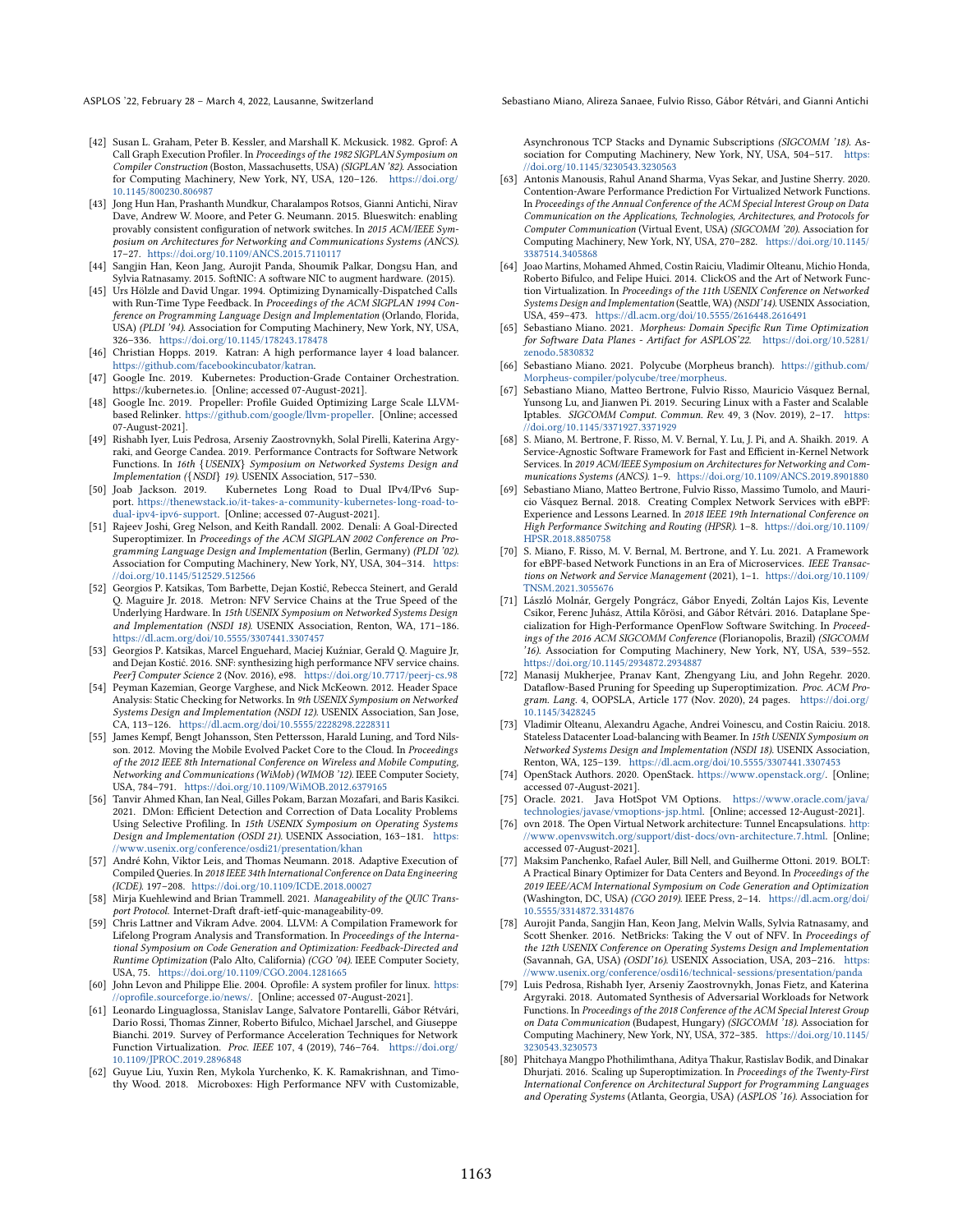[42] Susan L. Graham, Peter B. Kessler, and Marshall K. Mckusick. 1982. Gprof: A Call Graph Execution Profiler. In *Proceedings of the 1982 SIGPLAN Symposium on Compiler Construction* (Boston, Massachusetts, USA) *(SIGPLAN '82)*. Association for Computing Machinery, New York, NY, USA, 120–126. https://doi.org/10.1145/800230.806987

[43] Jong Hun Han, Prashanth Mundkur, Charalampos Rotsos, Gianni Antichi, Nirav Dave, Andrew W. Moore, and Peter G. Neumann. 2015. Blueswitch: enabling provably consistent configuration of network switches. In *2015 ACM/IEEE Symposium on Architectures for Networking and Communications Systems (ANCS)*. 17–27. https://doi.org/10.1109/ANCS.2015.7110117

[44] Sangjin Han, Keon Jang, Aurojit Panda, Shoumik Palkar, Dongsu Han, and Sylvia Ratnasamy. 2015. SoftNIC: A software NIC to augment hardware. (2015).

[45] Urs Hölzle and David Ungar. 1994. Optimizing Dynamically-Dispatched Calls with Run-Time Type Feedback. In *Proceedings of the ACM SIGPLAN 1994 Conference on Programming Language Design and Implementation* (Orlando, Florida, USA) *(PLDI '94)*. Association for Computing Machinery, New York, NY, USA, 326–336. https://doi.org/10.1145/178243.178478

[46] Christian Hopps. 2019. Katran: A high performance layer 4 load balancer. https://github.com/facebookincubator/katran.

[47] Google Inc. 2019. Kubernetes: Production-Grade Container Orchestration. https://kubernetes.io. [Online; accessed 07-August-2021].

[48] Google Inc. 2019. Propeller: Profile Guided Optimizing Large Scale LLVM-based Relinker. https://github.com/google/llvm-propeller. [Online; accessed 07-August-2021].

[49] Rishabh Iyer, Luis Pedrosa, Arseniy Zaostrovnykh, Solal Pirelli, Katerina Argyraki, and George Candea. 2019. Performance Contracts for Software Network Functions. In *16th {USENIX} Symposium on Networked Systems Design and Implementation ({NSDI} 19)*. USENIX Association, 517–530.

[50] Joab Jackson. 2019. Kubernetes Long Road to Dual IPv4/IPv6 Support. https://thenewstack.io/it-takes-a-community-kubernetes-long-road-to-dual-ipv4-ipv6-support. [Online; accessed 07-August-2021].

[51] Rajeev Joshi, Greg Nelson, and Keith Randall. 2002. Denali: A Goal-Directed Superoptimizer. In *Proceedings of the ACM SIGPLAN 2002 Conference on Programming Language Design and Implementation* (Berlin, Germany) *(PLDI '02)*. Association for Computing Machinery, New York, NY, USA, 304–314. https://doi.org/10.1145/512529.512566

[52] Georgios P. Katsikas, Tom Barbette, Dejan Kostić, Rebecca Steinert, and Gerald Q. Maguire Jr. 2018. Metron: NFV Service Chains at the True Speed of the Underlying Hardware. In *15th USENIX Symposium on Networked Systems Design and Implementation (NSDI 18)*. USENIX Association, Renton, WA, 171–186. https://dl.acm.org/doi/10.5555/3307441.3307457

[53] Georgios P. Katsikas, Marcel Enguehard, Maciej Kuźniar, Gerald Q. Maguire Jr, and Dejan Kostić. 2016. SNF: synthesizing high performance NFV service chains. *PeerJ Computer Science* 2 (Nov. 2016), e98. https://doi.org/10.7717/peerj-cs.98

[54] Peyman Kazemian, George Varghese, and Nick McKeown. 2012. Header Space Analysis: Static Checking for Networks. In *9th USENIX Symposium on Networked Systems Design and Implementation (NSDI 12)*. USENIX Association, San Jose, CA, 113–126. https://dl.acm.org/doi/10.5555/2228298.2228311

[55] James Kempf, Bengt Johansson, Sten Pettersson, Harald Luning, and Tord Nilsson. 2012. Moving the Mobile Evolved Packet Core to the Cloud. In *Proceedings of the 2012 IEEE 8th International Conference on Wireless and Mobile Computing, Networking and Communications (WiMob) (WIMOB '12)*. IEEE Computer Society, USA, 784–791. https://doi.org/10.1109/WiMOB.2012.6379165

[56] Tanvir Ahmed Khan, Ian Neal, Gilles Pokam, Barzan Mozafari, and Baris Kasikci. 2021. DMon: Efficient Detection and Correction of Data Locality Problems Using Selective Profiling. In *15th USENIX Symposium on Operating Systems Design and Implementation (OSDI 21)*. USENIX Association, 163–181. https://www.usenix.org/conference/osdi21/presentation/khan

[57] André Kohn, Viktor Leis, and Thomas Neumann. 2018. Adaptive Execution of Compiled Queries. In *2018 IEEE 34th International Conference on Data Engineering (ICDE)*. 197–208. https://doi.org/10.1109/ICDE.2018.00027

[58] Mirja Kuehlewind and Brian Trammell. 2021. *Manageability of the QUIC Transport Protocol*. Internet-Draft draft-ietf-quic-manageability-09.

[59] Chris Lattner and Vikram Adve. 2004. LLVM: A Compilation Framework for Lifelong Program Analysis and Transformation. In *Proceedings of the International Symposium on Code Generation and Optimization: Feedback-Directed and Runtime Optimization* (Palo Alto, California) *(CGO '04)*. IEEE Computer Society, USA, 75. https://doi.org/10.1109/CGO.2004.1281665

[60] John Levon and Philippe Elie. 2004. Oprofile: A system profiler for linux. https://oprofile.sourceforge.io/news/. [Online; accessed 07-August-2021].

[61] Leonardo Linguaglossa, Stanislav Lange, Salvatore Pontarelli, Gábor Rétvári, Dario Rossi, Thomas Zinner, Roberto Bifulco, Michael Jarschel, and Giuseppe Bianchi. 2019. Survey of Performance Acceleration Techniques for Network Function Virtualization. *Proc. IEEE* 107, 4 (2019), 746–764. https://doi.org/10.1109/JPROC.2019.2896848

[62] Guyue Liu, Yuxin Ren, Mykola Yurchenko, K. K. Ramakrishnan, and Timothy Wood. 2018. Microboxes: High Performance NFV with Customizable, Asynchronous TCP Stacks and Dynamic Subscriptions *(SIGCOMM '18)*. Association for Computing Machinery, New York, NY, USA, 504–517. https://doi.org/10.1145/3230543.3230563

[63] Antonis Manousis, Rahul Anand Sharma, Vyas Sekar, and Justine Sherry. 2020. Contention-Aware Performance Prediction For Virtualized Network Functions. In *Proceedings of the Annual Conference of the ACM Special Interest Group on Data Communication on the Applications, Technologies, Architectures, and Protocols for Computer Communication* (Virtual Event, USA) *(SIGCOMM '20)*. Association for Computing Machinery, New York, NY, USA, 270–282. https://doi.org/10.1145/3387514.3405868

[64] Joao Martins, Mohamed Ahmed, Costin Raiciu, Vladimir Olteanu, Michio Honda, Roberto Bifulco, and Felipe Huici. 2014. ClickOS and the Art of Network Function Virtualization. In *Proceedings of the 11th USENIX Conference on Networked Systems Design and Implementation* (Seattle, WA) *(NSDI'14)*. USENIX Association, USA, 459–473. https://dl.acm.org/doi/10.5555/2616448.2616491

[65] Sebastiano Miano. 2021. *Morpheus: Domain Specific Run Time Optimization for Software Data Planes - Artifact for ASPLOS'22*. https://doi.org/10.5281/zenodo.5830832

[66] Sebastiano Miano. 2021. Polycube (Morpheus branch). https://github.com/Morpheus-compiler/polycube/tree/morpheus.

[67] Sebastiano Miano, Matteo Bertrone, Fulvio Risso, Mauricio Vásquez Bernal, Yunsong Lu, and Jianwen Pi. 2019. Securing Linux with a Faster and Scalable Iptables. *SIGCOMM Comput. Commun. Rev.* 49, 3 (Nov. 2019), 2–17. https://doi.org/10.1145/3371927.3371929

[68] S. Miano, M. Bertrone, F. Risso, M. V. Bernal, Y. Lu, J. Pi, and A. Shaikh. 2019. A Service-Agnostic Software Framework for Fast and Efficient in-Kernel Network Services. In *2019 ACM/IEEE Symposium on Architectures for Networking and Communications Systems (ANCS)*. 1–9. https://doi.org/10.1109/ANCS.2019.8901880

[69] Sebastiano Miano, Matteo Bertrone, Fulvio Risso, Massimo Tumolo, and Mauricio Vásquez Bernal. 2018. Creating Complex Network Services with eBPF: Experience and Lessons Learned. In *2018 IEEE 19th International Conference on High Performance Switching and Routing (HPSR)*. 1–8. https://doi.org/10.1109/HPSR.2018.8850758

[70] S. Miano, F. Risso, M. V. Bernal, M. Bertrone, and Y. Lu. 2021. A Framework for eBPF-based Network Functions in an Era of Microservices. *IEEE Transactions on Network and Service Management* (2021), 1–1. https://doi.org/10.1109/TNSM.2021.3055676

[71] László Molnár, Gergely Pongrácz, Gábor Enyedi, Zoltán Lajos Kis, Levente Csikor, Ferenc Juhász, Attila Kőrösi, and Gábor Rétvári. 2016. Dataplane Specialization for High-Performance OpenFlow Software Switching. In *Proceedings of the 2016 ACM SIGCOMM Conference* (Florianopolis, Brazil) *(SIGCOMM '16)*. Association for Computing Machinery, New York, NY, USA, 539–552. https://doi.org/10.1145/2934872.2934887

[72] Manasij Mukherjee, Pranav Kant, Zhengyang Liu, and John Regehr. 2020. Dataflow-Based Pruning for Speeding up Superoptimization. *Proc. ACM Program. Lang.* 4, OOPSLA, Article 177 (Nov. 2020), 24 pages. https://doi.org/10.1145/3428245

[73] Vladimir Olteanu, Alexandru Agache, Andrei Voinescu, and Costin Raiciu. 2018. Stateless Datacenter Load-balancing with Beamer. In *15th USENIX Symposium on Networked Systems Design and Implementation (NSDI 18)*. USENIX Association, Renton, WA, 125–139. https://dl.acm.org/doi/10.5555/3307441.3307453

[74] OpenStack Authors. 2020. OpenStack. https://www.openstack.org/. [Online; accessed 07-August-2021].

[75] Oracle. 2021. Java HotSpot VM Options. https://www.oracle.com/java/technologies/javase/vmoptions-jsp.html. [Online; accessed 12-August-2021].

[76] ovn 2018. The Open Virtual Network architecture: Tunnel Encapsulations. http://www.openvswitch.org/support/dist-docs/ovn-architecture.7.html. [Online; accessed 07-August-2021].

[77] Maksim Panchenko, Rafael Auler, Bill Nell, and Guilherme Ottoni. 2019. BOLT: A Practical Binary Optimizer for Data Centers and Beyond. In *Proceedings of the 2019 IEEE/ACM International Symposium on Code Generation and Optimization* (Washington, DC, USA) *(CGO 2019)*. IEEE Press, 2–14. https://dl.acm.org/doi/10.5555/3314872.3314876

[78] Aurojit Panda, Sangjin Han, Keon Jang, Melvin Walls, Sylvia Ratnasamy, and Scott Shenker. 2016. NetBricks: Taking the V out of NFV. In *Proceedings of the 12th USENIX Conference on Operating Systems Design and Implementation* (Savannah, GA, USA) *(OSDI'16)*. USENIX Association, USA, 203–216. https://www.usenix.org/conference/osdi16/technical-sessions/presentation/panda

[79] Luis Pedrosa, Rishabh Iyer, Arseniy Zaostrovnykh, Jonas Fietz, and Katerina Argyraki. 2018. Automated Synthesis of Adversarial Workloads for Network Functions. In *Proceedings of the 2018 Conference of the ACM Special Interest Group on Data Communication* (Budapest, Hungary) *(SIGCOMM '18)*. Association for Computing Machinery, New York, NY, USA, 372–385. https://doi.org/10.1145/3230543.3230573

[80] Phitchaya Mangpo Phothilimthana, Aditya Thakur, Rastislav Bodik, and Dinakar Dhurjati. 2016. Scaling up Superoptimization. In *Proceedings of the Twenty-First International Conference on Architectural Support for Programming Languages and Operating Systems* (Atlanta, Georgia, USA) *(ASPLOS '16)*. Association for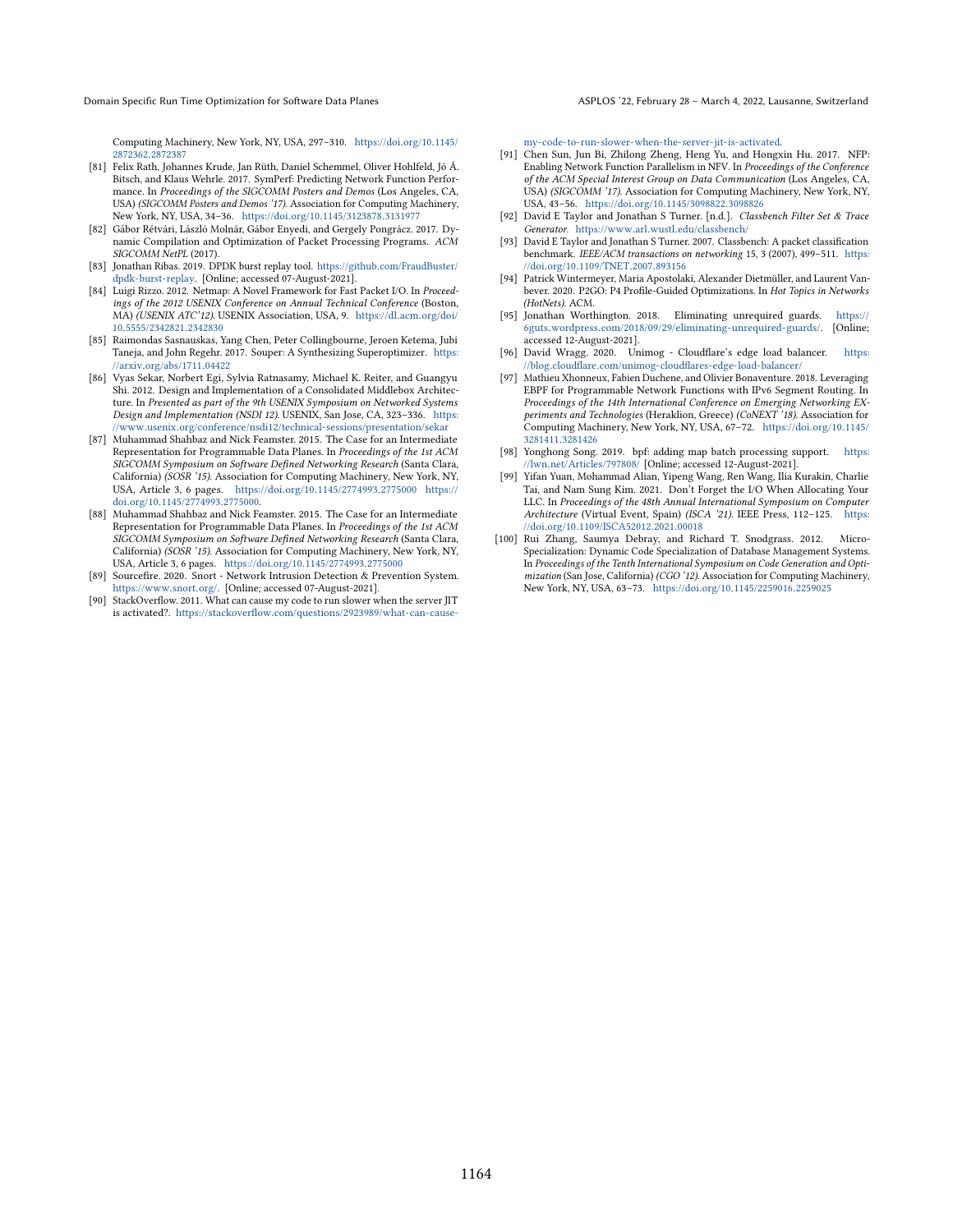Computing Machinery, New York, NY, USA, 297–310. https://doi.org/10.1145/2872362.2872387

[81] Felix Rath, Johannes Krude, Jan Rüth, Daniel Schemmel, Oliver Hohlfeld, Jó Á. Bitsch, and Klaus Wehrle. 2017. SymPerf: Predicting Network Function Performance. In *Proceedings of the SIGCOMM Posters and Demos* (Los Angeles, CA, USA) *(SIGCOMM Posters and Demos '17)*. Association for Computing Machinery, New York, NY, USA, 34–36. https://doi.org/10.1145/3123878.3131977

[82] Gábor Rétvári, László Molnár, Gábor Enyedi, and Gergely Pongrácz. 2017. Dynamic Compilation and Optimization of Packet Processing Programs. *ACM SIGCOMM NetPL* (2017).

[83] Jonathan Ribas. 2019. DPDK burst replay tool. https://github.com/FraudBuster/dpdk-burst-replay. [Online; accessed 07-August-2021].

[84] Luigi Rizzo. 2012. Netmap: A Novel Framework for Fast Packet I/O. In *Proceedings of the 2012 USENIX Conference on Annual Technical Conference* (Boston, MA) *(USENIX ATC'12)*. USENIX Association, USA, 9. https://dl.acm.org/doi/10.5555/2342821.2342830

[85] Raimondas Sasnauskas, Yang Chen, Peter Collingbourne, Jeroen Ketema, Jubi Taneja, and John Regehr. 2017. Souper: A Synthesizing Superoptimizer. https://arxiv.org/abs/1711.04422

[86] Vyas Sekar, Norbert Egi, Sylvia Ratnasamy, Michael K. Reiter, and Guangyu Shi. 2012. Design and Implementation of a Consolidated Middlebox Architecture. In *Presented as part of the 9th USENIX Symposium on Networked Systems Design and Implementation (NSDI 12)*. USENIX, San Jose, CA, 323–336. https://www.usenix.org/conference/nsdi12/technical-sessions/presentation/sekar

[87] Muhammad Shahbaz and Nick Feamster. 2015. The Case for an Intermediate Representation for Programmable Data Planes. In *Proceedings of the 1st ACM SIGCOMM Symposium on Software Defined Networking Research* (Santa Clara, California) *(SOSR '15)*. Association for Computing Machinery, New York, NY, USA, Article 3, 6 pages. https://doi.org/10.1145/2774993.2775000 https://doi.org/10.1145/2774993.2775000.

[88] Muhammad Shahbaz and Nick Feamster. 2015. The Case for an Intermediate Representation for Programmable Data Planes. In *Proceedings of the 1st ACM SIGCOMM Symposium on Software Defined Networking Research* (Santa Clara, California) *(SOSR '15)*. Association for Computing Machinery, New York, NY, USA, Article 3, 6 pages. https://doi.org/10.1145/2774993.2775000

[89] Sourcefire. 2020. Snort - Network Intrusion Detection & Prevention System. https://www.snort.org/. [Online; accessed 07-August-2021].

[90] StackOverflow. 2011. What can cause my code to run slower when the server JIT is activated?. https://stackoverflow.com/questions/2923989/what-can-cause-my-code-to-run-slower-when-the-server-jit-is-activated.

[91] Chen Sun, Jun Bi, Zhilong Zheng, Heng Yu, and Hongxin Hu. 2017. NFP: Enabling Network Function Parallelism in NFV. In *Proceedings of the Conference of the ACM Special Interest Group on Data Communication* (Los Angeles, CA, USA) *(SIGCOMM '17)*. Association for Computing Machinery, New York, NY, USA, 43–56. https://doi.org/10.1145/3098822.3098826

[92] David E Taylor and Jonathan S Turner. [n.d.]. *Classbench Filter Set & Trace Generator*. https://www.arl.wustl.edu/classbench/

[93] David E Taylor and Jonathan S Turner. 2007. Classbench: A packet classification benchmark. *IEEE/ACM transactions on networking* 15, 3 (2007), 499–511. https://doi.org/10.1109/TNET.2007.893156

[94] Patrick Wintermeyer, Maria Apostolaki, Alexander Dietmüller, and Laurent Vanbever. 2020. P2GO: P4 Profile-Guided Optimizations. In *Hot Topics in Networks (HotNets)*. ACM.

[95] Jonathan Worthington. 2018. Eliminating unrequired guards. https://6guts.wordpress.com/2018/09/29/eliminating-unrequired-guards/. [Online; accessed 12-August-2021].

[96] David Wragg. 2020. Unimog - Cloudflare's edge load balancer. https://blog.cloudflare.com/unimog-cloudflares-edge-load-balancer/

[97] Mathieu Xhonneux, Fabien Duchene, and Olivier Bonaventure. 2018. Leveraging EBPF for Programmable Network Functions with IPv6 Segment Routing. In *Proceedings of the 14th International Conference on Emerging Networking EXperiments and Technologies* (Heraklion, Greece) *(CoNEXT '18)*. Association for Computing Machinery, New York, NY, USA, 67–72. https://doi.org/10.1145/3281411.3281426

[98] Yonghong Song. 2019. bpf: adding map batch processing support. https://lwn.net/Articles/797808/ [Online; accessed 12-August-2021].

[99] Yifan Yuan, Mohammad Alian, Yipeng Wang, Ren Wang, Ilia Kurakin, Charlie Tai, and Nam Sung Kim. 2021. Don't Forget the I/O When Allocating Your LLC. In *Proceedings of the 48th Annual International Symposium on Computer Architecture* (Virtual Event, Spain) *(ISCA '21)*. IEEE Press, 112–125. https://doi.org/10.1109/ISCA52012.2021.00018

[100] Rui Zhang, Saumya Debray, and Richard T. Snodgrass. 2012. Micro-Specialization: Dynamic Code Specialization of Database Management Systems. In *Proceedings of the Tenth International Symposium on Code Generation and Optimization* (San Jose, California) *(CGO '12)*. Association for Computing Machinery, New York, NY, USA, 63–73. https://doi.org/10.1145/2259016.2259025